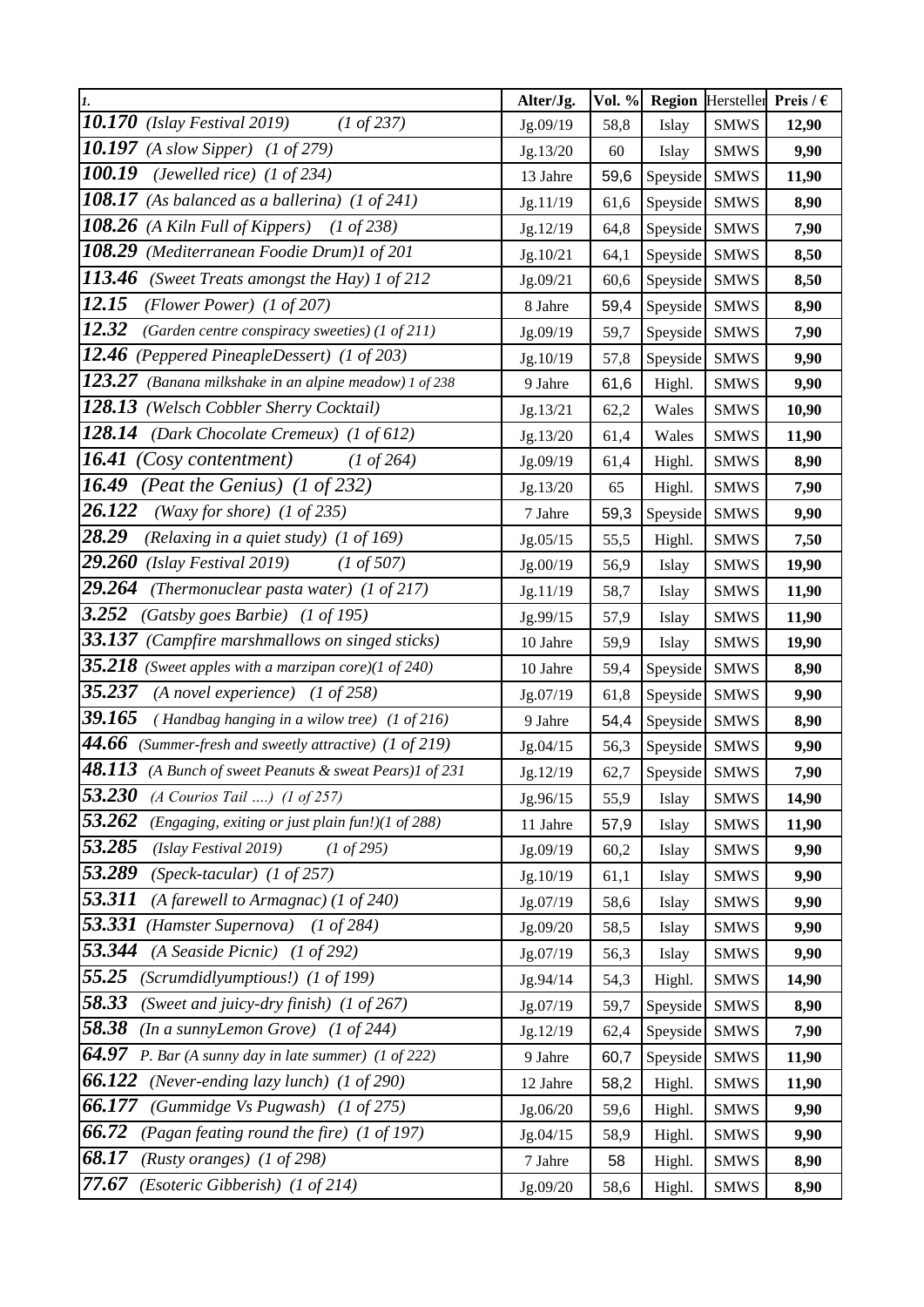| *1.* | Alter/Jg. | Vol. % | Region | Hersteller | Preis / € |
|---|---|---|---|---|---|
| ***10.170*** *(Islay Festival 2019) (1 of 237)* | Jg.09/19 | 58,8 | Islay | SMWS | **12,90** |
| ***10.197*** *(A slow Sipper) (1 of 279)* | Jg.13/20 | 60 | Islay | SMWS | **9,90** |
| ***100.19*** *(Jewelled rice) (1 of 234)* | 13 Jahre | 59,6 | Speyside | SMWS | **11,90** |
| ***108.17*** *(As balanced as a ballerina) (1 of 241)* | Jg.11/19 | 61,6 | Speyside | SMWS | **8,90** |
| ***108.26*** *(A Kiln Full of Kippers) (1 of 238)* | Jg.12/19 | 64,8 | Speyside | SMWS | **7,90** |
| ***108.29*** *(Mediterranean Foodie Drum)1 of 201* | Jg.10/21 | 64,1 | Speyside | SMWS | **8,50** |
| ***113.46*** *(Sweet Treats amongst the Hay) 1 of 212* | Jg.09/21 | 60,6 | Speyside | SMWS | **8,50** |
| ***12.15*** *(Flower Power) (1 of 207)* | 8 Jahre | 59,4 | Speyside | SMWS | **8,90** |
| ***12.32*** *(Garden centre conspiracy sweeties) (1 of 211)* | Jg.09/19 | 59,7 | Speyside | SMWS | **7,90** |
| ***12.46*** *(Peppered PineapleDessert) (1 of 203)* | Jg.10/19 | 57,8 | Speyside | SMWS | **9,90** |
| ***123.27*** *(Banana milkshake in an alpine meadow) 1 of 238* | 9 Jahre | 61,6 | Highl. | SMWS | **9,90** |
| ***128.13*** *(Welsch Cobbler Sherry Cocktail)* | Jg.13/21 | 62,2 | Wales | SMWS | **10,90** |
| ***128.14*** *(Dark Chocolate Cremeux) (1 of 612)* | Jg.13/20 | 61,4 | Wales | SMWS | **11,90** |
| ***16.41*** *(Cosy contentment) (1 of 264)* | Jg.09/19 | 61,4 | Highl. | SMWS | **8,90** |
| ***16.49*** *(Peat the Genius) (1 of 232)* | Jg.13/20 | 65 | Highl. | SMWS | **7,90** |
| ***26.122*** *(Waxy for shore) (1 of 235)* | 7 Jahre | 59,3 | Speyside | SMWS | **9,90** |
| ***28.29*** *(Relaxing in a quiet study) (1 of 169)* | Jg.05/15 | 55,5 | Highl. | SMWS | **7,50** |
| ***29.260*** *(Islay Festival 2019) (1 of 507)* | Jg.00/19 | 56,9 | Islay | SMWS | **19,90** |
| ***29.264*** *(Thermonuclear pasta water) (1 of 217)* | Jg.11/19 | 58,7 | Islay | SMWS | **11,90** |
| ***3.252*** *(Gatsby goes Barbie) (1 of 195)* | Jg.99/15 | 57,9 | Islay | SMWS | **11,90** |
| ***33.137*** *(Campfire marshmallows on singed sticks)* | 10 Jahre | 59,9 | Islay | SMWS | **19,90** |
| ***35.218*** *(Sweet apples with a marzipan core)(1 of 240)* | 10 Jahre | 59,4 | Speyside | SMWS | **8,90** |
| ***35.237*** *(A novel experience) (1 of 258)* | Jg.07/19 | 61,8 | Speyside | SMWS | **9,90** |
| ***39.165*** *( Handbag hanging in a wilow tree) (1 of 216)* | 9 Jahre | 54,4 | Speyside | SMWS | **8,90** |
| ***44.66*** *(Summer-fresh and sweetly attractive) (1 of 219)* | Jg.04/15 | 56,3 | Speyside | SMWS | **9,90** |
| ***48.113*** *(A Bunch of sweet Peanuts & sweat Pears)1 of 231* | Jg.12/19 | 62,7 | Speyside | SMWS | **7,90** |
| ***53.230*** *(A Courios Tail ....) (1 of 257)* | Jg.96/15 | 55,9 | Islay | SMWS | **14,90** |
| ***53.262*** *(Engaging, exiting or just plain fun!)(1 of 288)* | 11 Jahre | 57,9 | Islay | SMWS | **11,90** |
| ***53.285*** *(Islay Festival 2019) (1 of 295)* | Jg.09/19 | 60,2 | Islay | SMWS | **9,90** |
| ***53.289*** *(Speck-tacular) (1 of 257)* | Jg.10/19 | 61,1 | Islay | SMWS | **9,90** |
| ***53.311*** *(A farewell to Armagnac) (1 of 240)* | Jg.07/19 | 58,6 | Islay | SMWS | **9,90** |
| ***53.331*** *(Hamster Supernova) (1 of 284)* | Jg.09/20 | 58,5 | Islay | SMWS | **9,90** |
| ***53.344*** *(A Seaside Picnic) (1 of 292)* | Jg.07/19 | 56,3 | Islay | SMWS | **9,90** |
| ***55.25*** *(Scrumdidlyumptious!) (1 of 199)* | Jg.94/14 | 54,3 | Highl. | SMWS | **14,90** |
| ***58.33*** *(Sweet and juicy-dry finish) (1 of 267)* | Jg.07/19 | 59,7 | Speyside | SMWS | **8,90** |
| ***58.38*** *(In a sunnyLemon Grove) (1 of 244)* | Jg.12/19 | 62,4 | Speyside | SMWS | **7,90** |
| ***64.97*** *P. Bar (A sunny day in late summer) (1 of 222)* | 9 Jahre | 60,7 | Speyside | SMWS | **11,90** |
| ***66.122*** *(Never-ending lazy lunch) (1 of 290)* | 12 Jahre | 58,2 | Highl. | SMWS | **11,90** |
| ***66.177*** *(Gummidge Vs Pugwash) (1 of 275)* | Jg.06/20 | 59,6 | Highl. | SMWS | **9,90** |
| ***66.72*** *(Pagan feating round the fire) (1 of 197)* | Jg.04/15 | 58,9 | Highl. | SMWS | **9,90** |
| ***68.17*** *(Rusty oranges) (1 of 298)* | 7 Jahre | 58 | Highl. | SMWS | **8,90** |
| ***77.67*** *(Esoteric Gibberish) (1 of 214)* | Jg.09/20 | 58,6 | Highl. | SMWS | **8,90** |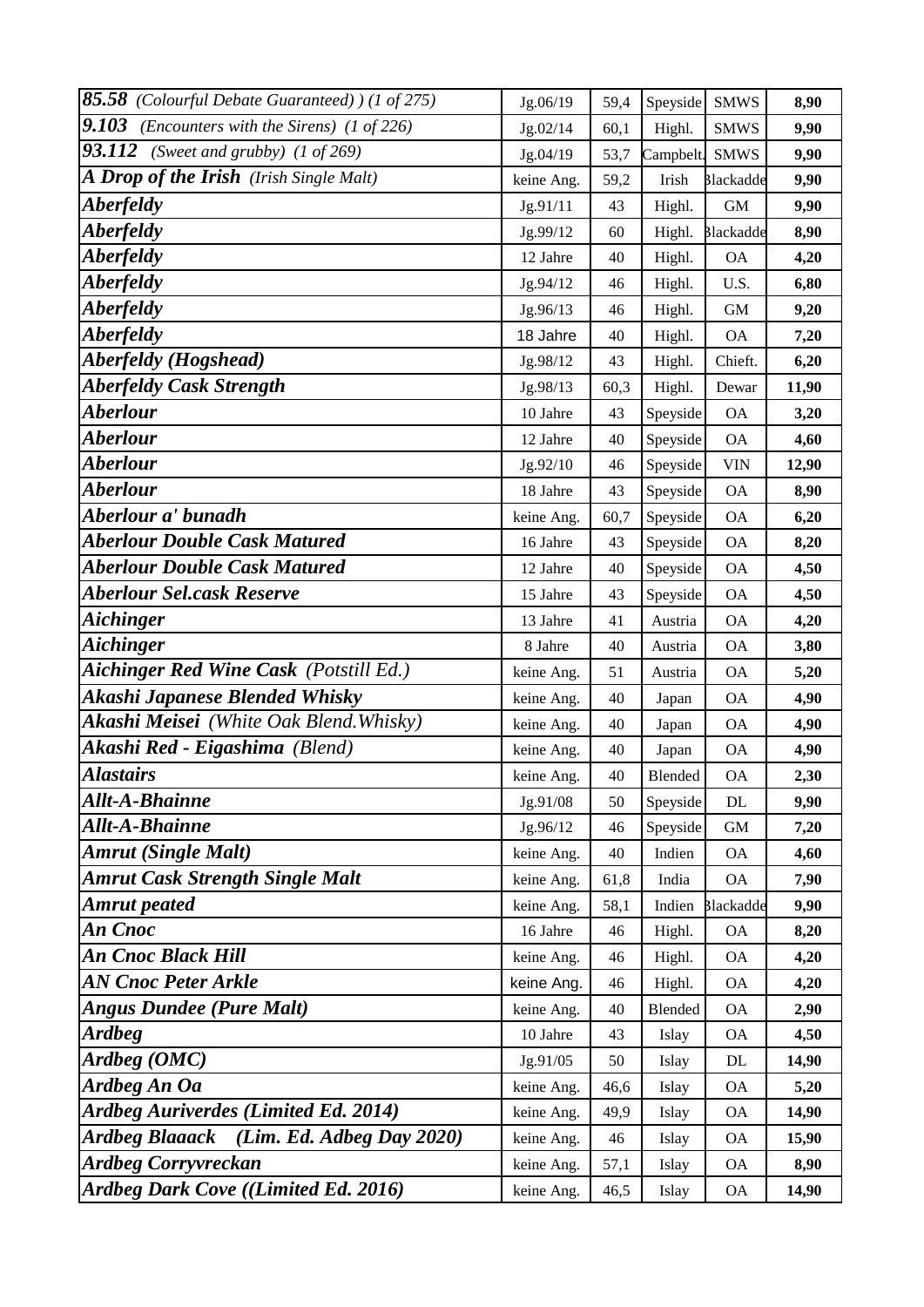| | | | | | |
|---|---|---|---|---|---|
| ***85.58*** *(Colourful Debate Guaranteed) ) (1 of 275)* | Jg.06/19 | 59,4 | Speyside | SMWS | **8,90** |
| ***9.103*** *(Encounters with the Sirens) (1 of 226)* | Jg.02/14 | 60,1 | Highl. | SMWS | **9,90** |
| ***93.112*** *(Sweet and grubby) (1 of 269)* | Jg.04/19 | 53,7 | Campbelt. | SMWS | **9,90** |
| ***A Drop of the Irish*** *(Irish Single Malt)* | keine Ang. | 59,2 | Irish | Blackadde | **9,90** |
| ***Aberfeldy*** | Jg.91/11 | 43 | Highl. | GM | **9,90** |
| ***Aberfeldy*** | Jg.99/12 | 60 | Highl. | Blackadde | **8,90** |
| ***Aberfeldy*** | 12 Jahre | 40 | Highl. | OA | **4,20** |
| ***Aberfeldy*** | Jg.94/12 | 46 | Highl. | U.S. | **6,80** |
| ***Aberfeldy*** | Jg.96/13 | 46 | Highl. | GM | **9,20** |
| ***Aberfeldy*** | 18 Jahre | 40 | Highl. | OA | **7,20** |
| ***Aberfeldy (Hogshead)*** | Jg.98/12 | 43 | Highl. | Chieft. | **6,20** |
| ***Aberfeldy Cask Strength*** | Jg.98/13 | 60,3 | Highl. | Dewar | **11,90** |
| ***Aberlour*** | 10 Jahre | 43 | Speyside | OA | **3,20** |
| ***Aberlour*** | 12 Jahre | 40 | Speyside | OA | **4,60** |
| ***Aberlour*** | Jg.92/10 | 46 | Speyside | VIN | **12,90** |
| ***Aberlour*** | 18 Jahre | 43 | Speyside | OA | **8,90** |
| ***Aberlour a' bunadh*** | keine Ang. | 60,7 | Speyside | OA | **6,20** |
| ***Aberlour Double Cask Matured*** | 16 Jahre | 43 | Speyside | OA | **8,20** |
| ***Aberlour Double Cask Matured*** | 12 Jahre | 40 | Speyside | OA | **4,50** |
| ***Aberlour Sel.cask Reserve*** | 15 Jahre | 43 | Speyside | OA | **4,50** |
| ***Aichinger*** | 13 Jahre | 41 | Austria | OA | **4,20** |
| ***Aichinger*** | 8 Jahre | 40 | Austria | OA | **3,80** |
| ***Aichinger Red Wine Cask*** *(Potstill Ed.)* | keine Ang. | 51 | Austria | OA | **5,20** |
| ***Akashi Japanese Blended Whisky*** | keine Ang. | 40 | Japan | OA | **4,90** |
| ***Akashi Meisei*** *(White Oak Blend.Whisky)* | keine Ang. | 40 | Japan | OA | **4,90** |
| ***Akashi Red - Eigashima*** *(Blend)* | keine Ang. | 40 | Japan | OA | **4,90** |
| ***Alastairs*** | keine Ang. | 40 | Blended | OA | **2,30** |
| ***Allt-A-Bhainne*** | Jg.91/08 | 50 | Speyside | DL | **9,90** |
| ***Allt-A-Bhainne*** | Jg.96/12 | 46 | Speyside | GM | **7,20** |
| ***Amrut (Single Malt)*** | keine Ang. | 40 | Indien | OA | **4,60** |
| ***Amrut Cask Strength Single Malt*** | keine Ang. | 61,8 | India | OA | **7,90** |
| ***Amrut peated*** | keine Ang. | 58,1 | Indien | Blackadde | **9,90** |
| ***An Cnoc*** | 16 Jahre | 46 | Highl. | OA | **8,20** |
| ***An Cnoc Black Hill*** | keine Ang. | 46 | Highl. | OA | **4,20** |
| ***AN Cnoc Peter Arkle*** | keine Ang. | 46 | Highl. | OA | **4,20** |
| ***Angus Dundee (Pure Malt)*** | keine Ang. | 40 | Blended | OA | **2,90** |
| ***Ardbeg*** | 10 Jahre | 43 | Islay | OA | **4,50** |
| ***Ardbeg (OMC)*** | Jg.91/05 | 50 | Islay | DL | **14,90** |
| ***Ardbeg An Oa*** | keine Ang. | 46,6 | Islay | OA | **5,20** |
| ***Ardbeg Auriverdes (Limited Ed. 2014)*** | keine Ang. | 49,9 | Islay | OA | **14,90** |
| ***Ardbeg Blaaack (Lim. Ed. Adbeg Day 2020)*** | keine Ang. | 46 | Islay | OA | **15,90** |
| ***Ardbeg Corryvreckan*** | keine Ang. | 57,1 | Islay | OA | **8,90** |
| ***Ardbeg Dark Cove ((Limited Ed. 2016)*** | keine Ang. | 46,5 | Islay | OA | **14,90** |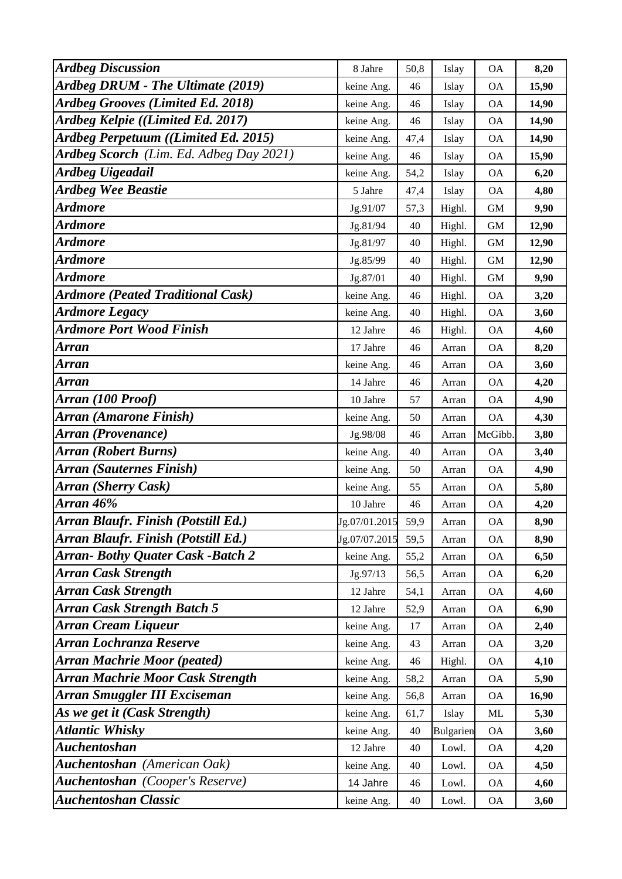| | | | | | |
|---|---|---|---|---|---|
| ***Ardbeg Discussion*** | 8 Jahre | 50,8 | Islay | OA | **8,20** |
| ***Ardbeg DRUM - The Ultimate (2019)*** | keine Ang. | 46 | Islay | OA | **15,90** |
| ***Ardbeg Grooves (Limited Ed. 2018)*** | keine Ang. | 46 | Islay | OA | **14,90** |
| ***Ardbeg Kelpie ((Limited Ed. 2017)*** | keine Ang. | 46 | Islay | OA | **14,90** |
| ***Ardbeg Perpetuum ((Limited Ed. 2015)*** | keine Ang. | 47,4 | Islay | OA | **14,90** |
| ***Ardbeg Scorch*** *(Lim. Ed. Adbeg Day 2021)* | keine Ang. | 46 | Islay | OA | **15,90** |
| ***Ardbeg Uigeadail*** | keine Ang. | 54,2 | Islay | OA | **6,20** |
| ***Ardbeg Wee Beastie*** | 5 Jahre | 47,4 | Islay | OA | **4,80** |
| ***Ardmore*** | Jg.91/07 | 57,3 | Highl. | GM | **9,90** |
| ***Ardmore*** | Jg.81/94 | 40 | Highl. | GM | **12,90** |
| ***Ardmore*** | Jg.81/97 | 40 | Highl. | GM | **12,90** |
| ***Ardmore*** | Jg.85/99 | 40 | Highl. | GM | **12,90** |
| ***Ardmore*** | Jg.87/01 | 40 | Highl. | GM | **9,90** |
| ***Ardmore (Peated Traditional Cask)*** | keine Ang. | 46 | Highl. | OA | **3,20** |
| ***Ardmore Legacy*** | keine Ang. | 40 | Highl. | OA | **3,60** |
| ***Ardmore Port Wood Finish*** | 12 Jahre | 46 | Highl. | OA | **4,60** |
| ***Arran*** | 17 Jahre | 46 | Arran | OA | **8,20** |
| ***Arran*** | keine Ang. | 46 | Arran | OA | **3,60** |
| ***Arran*** | 14 Jahre | 46 | Arran | OA | **4,20** |
| ***Arran (100 Proof)*** | 10 Jahre | 57 | Arran | OA | **4,90** |
| ***Arran (Amarone Finish)*** | keine Ang. | 50 | Arran | OA | **4,30** |
| ***Arran (Provenance)*** | Jg.98/08 | 46 | Arran | McGibb. | **3,80** |
| ***Arran (Robert Burns)*** | keine Ang. | 40 | Arran | OA | **3,40** |
| ***Arran (Sauternes Finish)*** | keine Ang. | 50 | Arran | OA | **4,90** |
| ***Arran (Sherry Cask)*** | keine Ang. | 55 | Arran | OA | **5,80** |
| ***Arran 46%*** | 10 Jahre | 46 | Arran | OA | **4,20** |
| ***Arran Blaufr. Finish (Potstill Ed.)*** | Jg.07/01.2015 | 59,9 | Arran | OA | **8,90** |
| ***Arran Blaufr. Finish (Potstill Ed.)*** | Jg.07/07.2015 | 59,5 | Arran | OA | **8,90** |
| ***Arran- Bothy Quater Cask -Batch 2*** | keine Ang. | 55,2 | Arran | OA | **6,50** |
| ***Arran Cask Strength*** | Jg.97/13 | 56,5 | Arran | OA | **6,20** |
| ***Arran Cask Strength*** | 12 Jahre | 54,1 | Arran | OA | **4,60** |
| ***Arran Cask Strength Batch 5*** | 12 Jahre | 52,9 | Arran | OA | **6,90** |
| ***Arran Cream Liqueur*** | keine Ang. | 17 | Arran | OA | **2,40** |
| ***Arran Lochranza Reserve*** | keine Ang. | 43 | Arran | OA | **3,20** |
| ***Arran Machrie Moor (peated)*** | keine Ang. | 46 | Highl. | OA | **4,10** |
| ***Arran Machrie Moor Cask Strength*** | keine Ang. | 58,2 | Arran | OA | **5,90** |
| ***Arran Smuggler III Exciseman*** | keine Ang. | 56,8 | Arran | OA | **16,90** |
| ***As we get it (Cask Strength)*** | keine Ang. | 61,7 | Islay | ML | **5,30** |
| ***Atlantic Whisky*** | keine Ang. | 40 | Bulgarien | OA | **3,60** |
| ***Auchentoshan*** | 12 Jahre | 40 | Lowl. | OA | **4,20** |
| ***Auchentoshan*** *(American Oak)* | keine Ang. | 40 | Lowl. | OA | **4,50** |
| ***Auchentoshan*** *(Cooper's Reserve)* | 14 Jahre | 46 | Lowl. | OA | **4,60** |
| ***Auchentoshan Classic*** | keine Ang. | 40 | Lowl. | OA | **3,60** |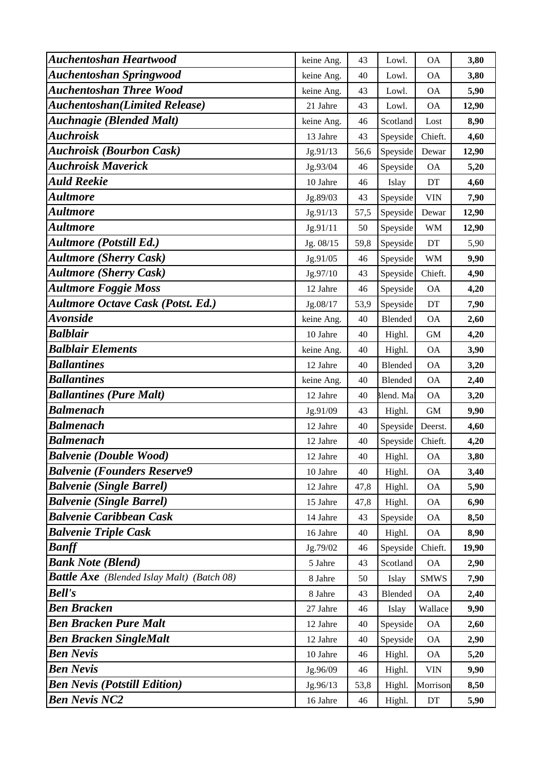| | | | | | |
|---|---|---|---|---|---|
| ***Auchentoshan Heartwood*** | keine Ang. | 43 | Lowl. | OA | **3,80** |
| ***Auchentoshan Springwood*** | keine Ang. | 40 | Lowl. | OA | **3,80** |
| ***Auchentoshan Three Wood*** | keine Ang. | 43 | Lowl. | OA | **5,90** |
| ***Auchentoshan(Limited Release)*** | 21 Jahre | 43 | Lowl. | OA | **12,90** |
| ***Auchnagie (Blended Malt)*** | keine Ang. | 46 | Scotland | Lost | **8,90** |
| ***Auchroisk*** | 13 Jahre | 43 | Speyside | Chieft. | **4,60** |
| ***Auchroisk (Bourbon Cask)*** | Jg.91/13 | 56,6 | Speyside | Dewar | **12,90** |
| ***Auchroisk Maverick*** | Jg.93/04 | 46 | Speyside | OA | **5,20** |
| ***Auld Reekie*** | 10 Jahre | 46 | Islay | DT | **4,60** |
| ***Aultmore*** | Jg.89/03 | 43 | Speyside | VIN | **7,90** |
| ***Aultmore*** | Jg.91/13 | 57,5 | Speyside | Dewar | **12,90** |
| ***Aultmore*** | Jg.91/11 | 50 | Speyside | WM | **12,90** |
| ***Aultmore (Potstill Ed.)*** | Jg. 08/15 | 59,8 | Speyside | DT | 5,90 |
| ***Aultmore (Sherry Cask)*** | Jg.91/05 | 46 | Speyside | WM | **9,90** |
| ***Aultmore (Sherry Cask)*** | Jg.97/10 | 43 | Speyside | Chieft. | **4,90** |
| ***Aultmore Foggie Moss*** | 12 Jahre | 46 | Speyside | OA | **4,20** |
| ***Aultmore Octave Cask (Potst. Ed.)*** | Jg.08/17 | 53,9 | Speyside | DT | **7,90** |
| ***Avonside*** | keine Ang. | 40 | Blended | OA | **2,60** |
| ***Balblair*** | 10 Jahre | 40 | Highl. | GM | **4,20** |
| ***Balblair Elements*** | keine Ang. | 40 | Highl. | OA | **3,90** |
| ***Ballantines*** | 12 Jahre | 40 | Blended | OA | **3,20** |
| ***Ballantines*** | keine Ang. | 40 | Blended | OA | **2,40** |
| ***Ballantines (Pure Malt)*** | 12 Jahre | 40 | Blend. Mal | OA | **3,20** |
| ***Balmenach*** | Jg.91/09 | 43 | Highl. | GM | **9,90** |
| ***Balmenach*** | 12 Jahre | 40 | Speyside | Deerst. | **4,60** |
| ***Balmenach*** | 12 Jahre | 40 | Speyside | Chieft. | **4,20** |
| ***Balvenie (Double Wood)*** | 12 Jahre | 40 | Highl. | OA | **3,80** |
| ***Balvenie (Founders Reserve9*** | 10 Jahre | 40 | Highl. | OA | **3,40** |
| ***Balvenie (Single Barrel)*** | 12 Jahre | 47,8 | Highl. | OA | **5,90** |
| ***Balvenie (Single Barrel)*** | 15 Jahre | 47,8 | Highl. | OA | **6,90** |
| ***Balvenie Caribbean Cask*** | 14 Jahre | 43 | Speyside | OA | **8,50** |
| ***Balvenie Triple Cask*** | 16 Jahre | 40 | Highl. | OA | **8,90** |
| ***Banff*** | Jg.79/02 | 46 | Speyside | Chieft. | **19,90** |
| ***Bank Note (Blend)*** | 5 Jahre | 43 | Scotland | OA | **2,90** |
| ***Battle Axe*** *(Blended Islay Malt) (Batch 08)* | 8 Jahre | 50 | Islay | SMWS | **7,90** |
| ***Bell's*** | 8 Jahre | 43 | Blended | OA | **2,40** |
| ***Ben Bracken*** | 27 Jahre | 46 | Islay | Wallace | **9,90** |
| ***Ben Bracken Pure Malt*** | 12 Jahre | 40 | Speyside | OA | **2,60** |
| ***Ben Bracken SingleMalt*** | 12 Jahre | 40 | Speyside | OA | **2,90** |
| ***Ben Nevis*** | 10 Jahre | 46 | Highl. | OA | **5,20** |
| ***Ben Nevis*** | Jg.96/09 | 46 | Highl. | VIN | **9,90** |
| ***Ben Nevis (Potstill Edition)*** | Jg.96/13 | 53,8 | Highl. | Morrison | **8,50** |
| ***Ben Nevis NC2*** | 16 Jahre | 46 | Highl. | DT | **5,90** |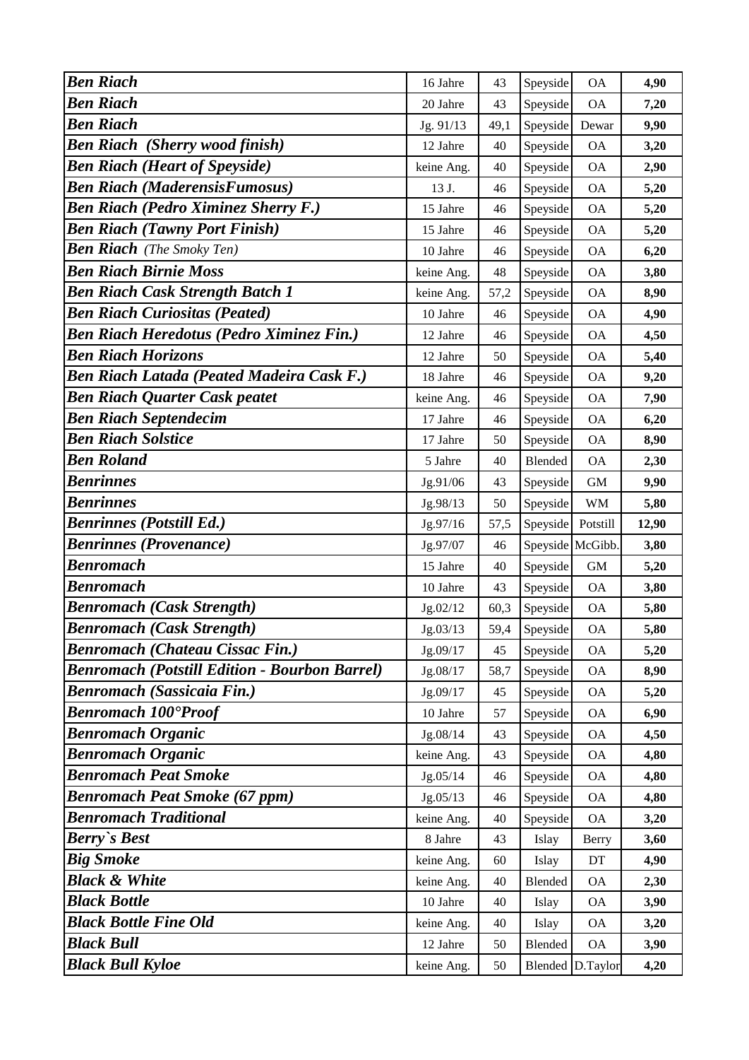| | | | | | |
|---|---|---|---|---|---|
| ***Ben Riach*** | 16 Jahre | 43 | Speyside | OA | **4,90** |
| ***Ben Riach*** | 20 Jahre | 43 | Speyside | OA | **7,20** |
| ***Ben Riach*** | Jg. 91/13 | 49,1 | Speyside | Dewar | **9,90** |
| ***Ben Riach (Sherry wood finish)*** | 12 Jahre | 40 | Speyside | OA | **3,20** |
| ***Ben Riach (Heart of Speyside)*** | keine Ang. | 40 | Speyside | OA | **2,90** |
| ***Ben Riach (MaderensisFumosus)*** | 13 J. | 46 | Speyside | OA | **5,20** |
| ***Ben Riach (Pedro Ximinez Sherry F.)*** | 15 Jahre | 46 | Speyside | OA | **5,20** |
| ***Ben Riach (Tawny Port Finish)*** | 15 Jahre | 46 | Speyside | OA | **5,20** |
| ***Ben Riach*** *(The Smoky Ten)* | 10 Jahre | 46 | Speyside | OA | **6,20** |
| ***Ben Riach Birnie Moss*** | keine Ang. | 48 | Speyside | OA | **3,80** |
| ***Ben Riach Cask Strength Batch 1*** | keine Ang. | 57,2 | Speyside | OA | **8,90** |
| ***Ben Riach Curiositas (Peated)*** | 10 Jahre | 46 | Speyside | OA | **4,90** |
| ***Ben Riach Heredotus (Pedro Ximinez Fin.)*** | 12 Jahre | 46 | Speyside | OA | **4,50** |
| ***Ben Riach Horizons*** | 12 Jahre | 50 | Speyside | OA | **5,40** |
| ***Ben Riach Latada (Peated Madeira Cask F.)*** | 18 Jahre | 46 | Speyside | OA | **9,20** |
| ***Ben Riach Quarter Cask peatet*** | keine Ang. | 46 | Speyside | OA | **7,90** |
| ***Ben Riach Septendecim*** | 17 Jahre | 46 | Speyside | OA | **6,20** |
| ***Ben Riach Solstice*** | 17 Jahre | 50 | Speyside | OA | **8,90** |
| ***Ben Roland*** | 5 Jahre | 40 | Blended | OA | **2,30** |
| ***Benrinnes*** | Jg.91/06 | 43 | Speyside | GM | **9,90** |
| ***Benrinnes*** | Jg.98/13 | 50 | Speyside | WM | **5,80** |
| ***Benrinnes (Potstill Ed.)*** | Jg.97/16 | 57,5 | Speyside | Potstill | **12,90** |
| ***Benrinnes (Provenance)*** | Jg.97/07 | 46 | Speyside | McGibb. | **3,80** |
| ***Benromach*** | 15 Jahre | 40 | Speyside | GM | **5,20** |
| ***Benromach*** | 10 Jahre | 43 | Speyside | OA | **3,80** |
| ***Benromach (Cask Strength)*** | Jg.02/12 | 60,3 | Speyside | OA | **5,80** |
| ***Benromach (Cask Strength)*** | Jg.03/13 | 59,4 | Speyside | OA | **5,80** |
| ***Benromach (Chateau Cissac Fin.)*** | Jg.09/17 | 45 | Speyside | OA | **5,20** |
| ***Benromach (Potstill Edition - Bourbon Barrel)*** | Jg.08/17 | 58,7 | Speyside | OA | **8,90** |
| ***Benromach (Sassicaia Fin.)*** | Jg.09/17 | 45 | Speyside | OA | **5,20** |
| ***Benromach 100°Proof*** | 10 Jahre | 57 | Speyside | OA | **6,90** |
| ***Benromach Organic*** | Jg.08/14 | 43 | Speyside | OA | **4,50** |
| ***Benromach Organic*** | keine Ang. | 43 | Speyside | OA | **4,80** |
| ***Benromach Peat Smoke*** | Jg.05/14 | 46 | Speyside | OA | **4,80** |
| ***Benromach Peat Smoke (67 ppm)*** | Jg.05/13 | 46 | Speyside | OA | **4,80** |
| ***Benromach Traditional*** | keine Ang. | 40 | Speyside | OA | **3,20** |
| ***Berry`s Best*** | 8 Jahre | 43 | Islay | Berry | **3,60** |
| ***Big Smoke*** | keine Ang. | 60 | Islay | DT | **4,90** |
| ***Black & White*** | keine Ang. | 40 | Blended | OA | **2,30** |
| ***Black Bottle*** | 10 Jahre | 40 | Islay | OA | **3,90** |
| ***Black Bottle Fine Old*** | keine Ang. | 40 | Islay | OA | **3,20** |
| ***Black Bull*** | 12 Jahre | 50 | Blended | OA | **3,90** |
| ***Black Bull Kyloe*** | keine Ang. | 50 | Blended | D.Taylor | **4,20** |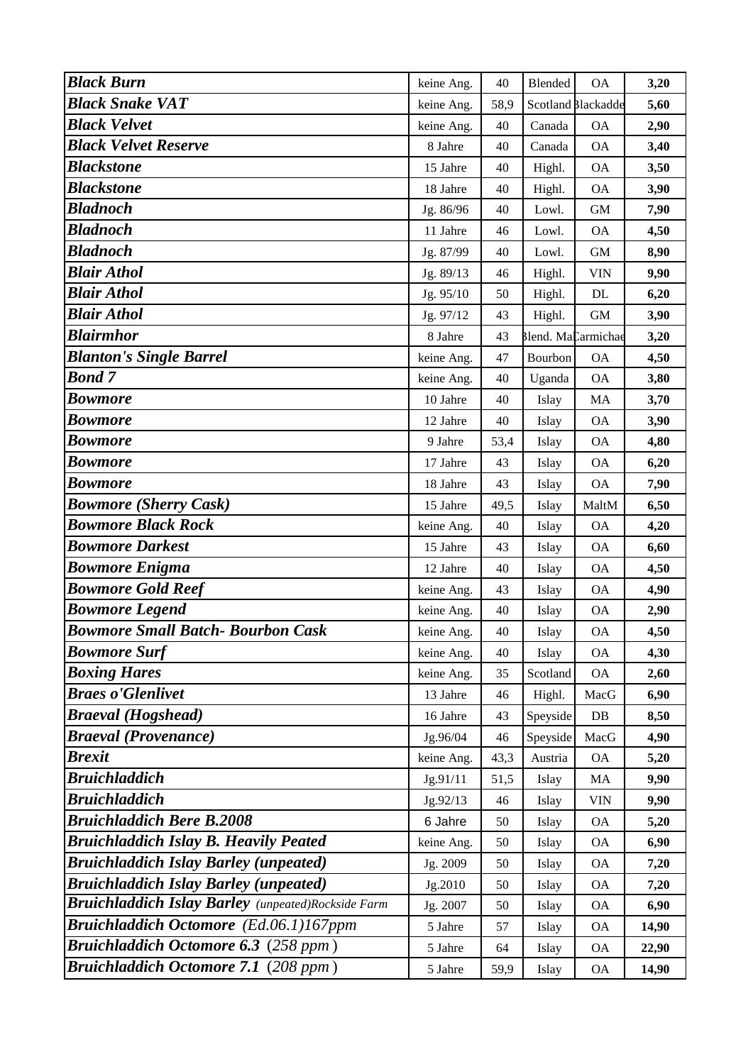| | | | | | |
|---|---|---|---|---|---|
| ***Black Burn*** | keine Ang. | 40 | Blended | OA | **3,20** |
| ***Black Snake VAT*** | keine Ang. | 58,9 | Scotland | Blackadde | **5,60** |
| ***Black Velvet*** | keine Ang. | 40 | Canada | OA | **2,90** |
| ***Black Velvet Reserve*** | 8 Jahre | 40 | Canada | OA | **3,40** |
| ***Blackstone*** | 15 Jahre | 40 | Highl. | OA | **3,50** |
| ***Blackstone*** | 18 Jahre | 40 | Highl. | OA | **3,90** |
| ***Bladnoch*** | Jg. 86/96 | 40 | Lowl. | GM | **7,90** |
| ***Bladnoch*** | 11 Jahre | 46 | Lowl. | OA | **4,50** |
| ***Bladnoch*** | Jg. 87/99 | 40 | Lowl. | GM | **8,90** |
| ***Blair Athol*** | Jg. 89/13 | 46 | Highl. | VIN | **9,90** |
| ***Blair Athol*** | Jg. 95/10 | 50 | Highl. | DL | **6,20** |
| ***Blair Athol*** | Jg. 97/12 | 43 | Highl. | GM | **3,90** |
| ***Blairmhor*** | 8 Jahre | 43 | Blend. Ma | Carmichae | **3,20** |
| ***Blanton's Single Barrel*** | keine Ang. | 47 | Bourbon | OA | **4,50** |
| ***Bond 7*** | keine Ang. | 40 | Uganda | OA | **3,80** |
| ***Bowmore*** | 10 Jahre | 40 | Islay | MA | **3,70** |
| ***Bowmore*** | 12 Jahre | 40 | Islay | OA | **3,90** |
| ***Bowmore*** | 9 Jahre | 53,4 | Islay | OA | **4,80** |
| ***Bowmore*** | 17 Jahre | 43 | Islay | OA | **6,20** |
| ***Bowmore*** | 18 Jahre | 43 | Islay | OA | **7,90** |
| ***Bowmore (Sherry Cask)*** | 15 Jahre | 49,5 | Islay | MaltM | **6,50** |
| ***Bowmore Black Rock*** | keine Ang. | 40 | Islay | OA | **4,20** |
| ***Bowmore Darkest*** | 15 Jahre | 43 | Islay | OA | **6,60** |
| ***Bowmore Enigma*** | 12 Jahre | 40 | Islay | OA | **4,50** |
| ***Bowmore Gold Reef*** | keine Ang. | 43 | Islay | OA | **4,90** |
| ***Bowmore Legend*** | keine Ang. | 40 | Islay | OA | **2,90** |
| ***Bowmore Small Batch- Bourbon Cask*** | keine Ang. | 40 | Islay | OA | **4,50** |
| ***Bowmore Surf*** | keine Ang. | 40 | Islay | OA | **4,30** |
| ***Boxing Hares*** | keine Ang. | 35 | Scotland | OA | **2,60** |
| ***Braes o'Glenlivet*** | 13 Jahre | 46 | Highl. | MacG | **6,90** |
| ***Braeval (Hogshead)*** | 16 Jahre | 43 | Speyside | DB | **8,50** |
| ***Braeval (Provenance)*** | Jg.96/04 | 46 | Speyside | MacG | **4,90** |
| ***Brexit*** | keine Ang. | 43,3 | Austria | OA | **5,20** |
| ***Bruichladdich*** | Jg.91/11 | 51,5 | Islay | MA | **9,90** |
| ***Bruichladdich*** | Jg.92/13 | 46 | Islay | VIN | **9,90** |
| ***Bruichladdich Bere B.2008*** | 6 Jahre | 50 | Islay | OA | **5,20** |
| ***Bruichladdich Islay B. Heavily Peated*** | keine Ang. | 50 | Islay | OA | **6,90** |
| ***Bruichladdich Islay Barley (unpeated)*** | Jg. 2009 | 50 | Islay | OA | **7,20** |
| ***Bruichladdich Islay Barley (unpeated)*** | Jg.2010 | 50 | Islay | OA | **7,20** |
| ***Bruichladdich Islay Barley** (unpeated)Rockside Farm* | Jg. 2007 | 50 | Islay | OA | **6,90** |
| ***Bruichladdich Octomore** (Ed.06.1)167ppm* | 5 Jahre | 57 | Islay | OA | **14,90** |
| ***Bruichladdich Octomore 6.3** (258 ppm)* | 5 Jahre | 64 | Islay | OA | **22,90** |
| ***Bruichladdich Octomore 7.1** (208 ppm)* | 5 Jahre | 59,9 | Islay | OA | **14,90** |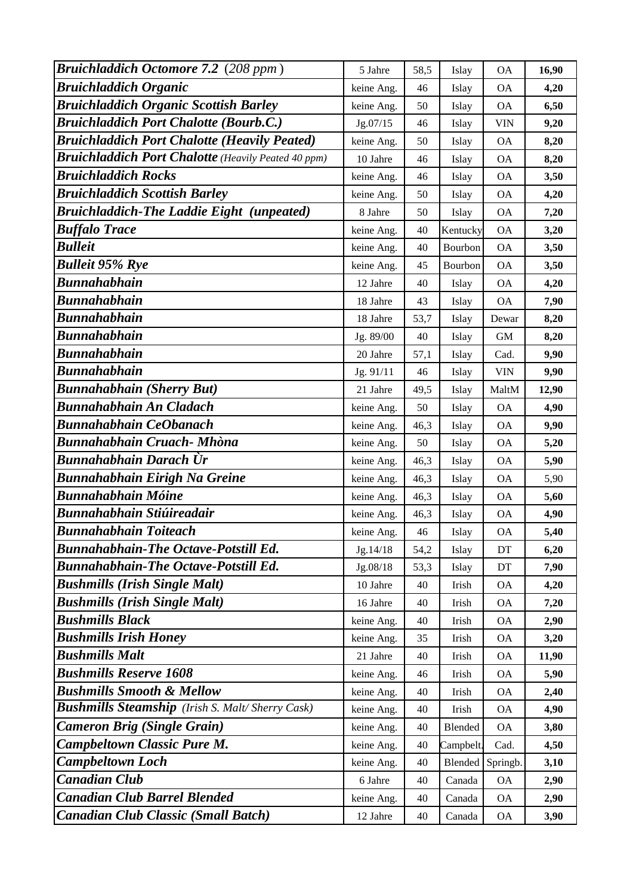| | | | | | |
|---|---|---|---|---|---|
| ***Bruichladdich Octomore 7.2*** *(208 ppm)* | 5 Jahre | 58,5 | Islay | OA | **16,90** |
| ***Bruichladdich Organic*** | keine Ang. | 46 | Islay | OA | **4,20** |
| ***Bruichladdich Organic Scottish Barley*** | keine Ang. | 50 | Islay | OA | **6,50** |
| ***Bruichladdich Port Chalotte (Bourb.C.)*** | Jg.07/15 | 46 | Islay | VIN | **9,20** |
| ***Bruichladdich Port Chalotte (Heavily Peated)*** | keine Ang. | 50 | Islay | OA | **8,20** |
| ***Bruichladdich Port Chalotte*** *(Heavily Peated 40 ppm)* | 10 Jahre | 46 | Islay | OA | **8,20** |
| ***Bruichladdich Rocks*** | keine Ang. | 46 | Islay | OA | **3,50** |
| ***Bruichladdich Scottish Barley*** | keine Ang. | 50 | Islay | OA | **4,20** |
| ***Bruichladdich-The Laddie Eight (unpeated)*** | 8 Jahre | 50 | Islay | OA | **7,20** |
| ***Buffalo Trace*** | keine Ang. | 40 | Kentucky | OA | **3,20** |
| ***Bulleit*** | keine Ang. | 40 | Bourbon | OA | **3,50** |
| ***Bulleit 95% Rye*** | keine Ang. | 45 | Bourbon | OA | **3,50** |
| ***Bunnahabhain*** | 12 Jahre | 40 | Islay | OA | **4,20** |
| ***Bunnahabhain*** | 18 Jahre | 43 | Islay | OA | **7,90** |
| ***Bunnahabhain*** | 18 Jahre | 53,7 | Islay | Dewar | **8,20** |
| ***Bunnahabhain*** | Jg. 89/00 | 40 | Islay | GM | **8,20** |
| ***Bunnahabhain*** | 20 Jahre | 57,1 | Islay | Cad. | **9,90** |
| ***Bunnahabhain*** | Jg. 91/11 | 46 | Islay | VIN | **9,90** |
| ***Bunnahabhain (Sherry But)*** | 21 Jahre | 49,5 | Islay | MaltM | **12,90** |
| ***Bunnahabhain An Cladach*** | keine Ang. | 50 | Islay | OA | **4,90** |
| ***Bunnahabhain CeObanach*** | keine Ang. | 46,3 | Islay | OA | **9,90** |
| ***Bunnahabhain Cruach- Mhòna*** | keine Ang. | 50 | Islay | OA | **5,20** |
| ***Bunnahabhain Darach Ùr*** | keine Ang. | 46,3 | Islay | OA | **5,90** |
| ***Bunnahabhain Eirigh Na Greine*** | keine Ang. | 46,3 | Islay | OA | 5,90 |
| ***Bunnahabhain Móine*** | keine Ang. | 46,3 | Islay | OA | **5,60** |
| ***Bunnahabhain Stiúireadair*** | keine Ang. | 46,3 | Islay | OA | **4,90** |
| ***Bunnahabhain Toiteach*** | keine Ang. | 46 | Islay | OA | **5,40** |
| ***Bunnahabhain-The Octave-Potstill Ed.*** | Jg.14/18 | 54,2 | Islay | DT | **6,20** |
| ***Bunnahabhain-The Octave-Potstill Ed.*** | Jg.08/18 | 53,3 | Islay | DT | **7,90** |
| ***Bushmills (Irish Single Malt)*** | 10 Jahre | 40 | Irish | OA | **4,20** |
| ***Bushmills (Irish Single Malt)*** | 16 Jahre | 40 | Irish | OA | **7,20** |
| ***Bushmills Black*** | keine Ang. | 40 | Irish | OA | **2,90** |
| ***Bushmills Irish Honey*** | keine Ang. | 35 | Irish | OA | **3,20** |
| ***Bushmills Malt*** | 21 Jahre | 40 | Irish | OA | **11,90** |
| ***Bushmills Reserve 1608*** | keine Ang. | 46 | Irish | OA | **5,90** |
| ***Bushmills Smooth & Mellow*** | keine Ang. | 40 | Irish | OA | **2,40** |
| ***Bushmills Steamship*** *(Irish S. Malt/ Sherry Cask)* | keine Ang. | 40 | Irish | OA | **4,90** |
| ***Cameron Brig (Single Grain)*** | keine Ang. | 40 | Blended | OA | **3,80** |
| ***Campbeltown Classic Pure M.*** | keine Ang. | 40 | Campbelt. | Cad. | **4,50** |
| ***Campbeltown Loch*** | keine Ang. | 40 | Blended | Springb. | **3,10** |
| ***Canadian Club*** | 6 Jahre | 40 | Canada | OA | **2,90** |
| ***Canadian Club Barrel Blended*** | keine Ang. | 40 | Canada | OA | **2,90** |
| ***Canadian Club Classic (Small Batch)*** | 12 Jahre | 40 | Canada | OA | **3,90** |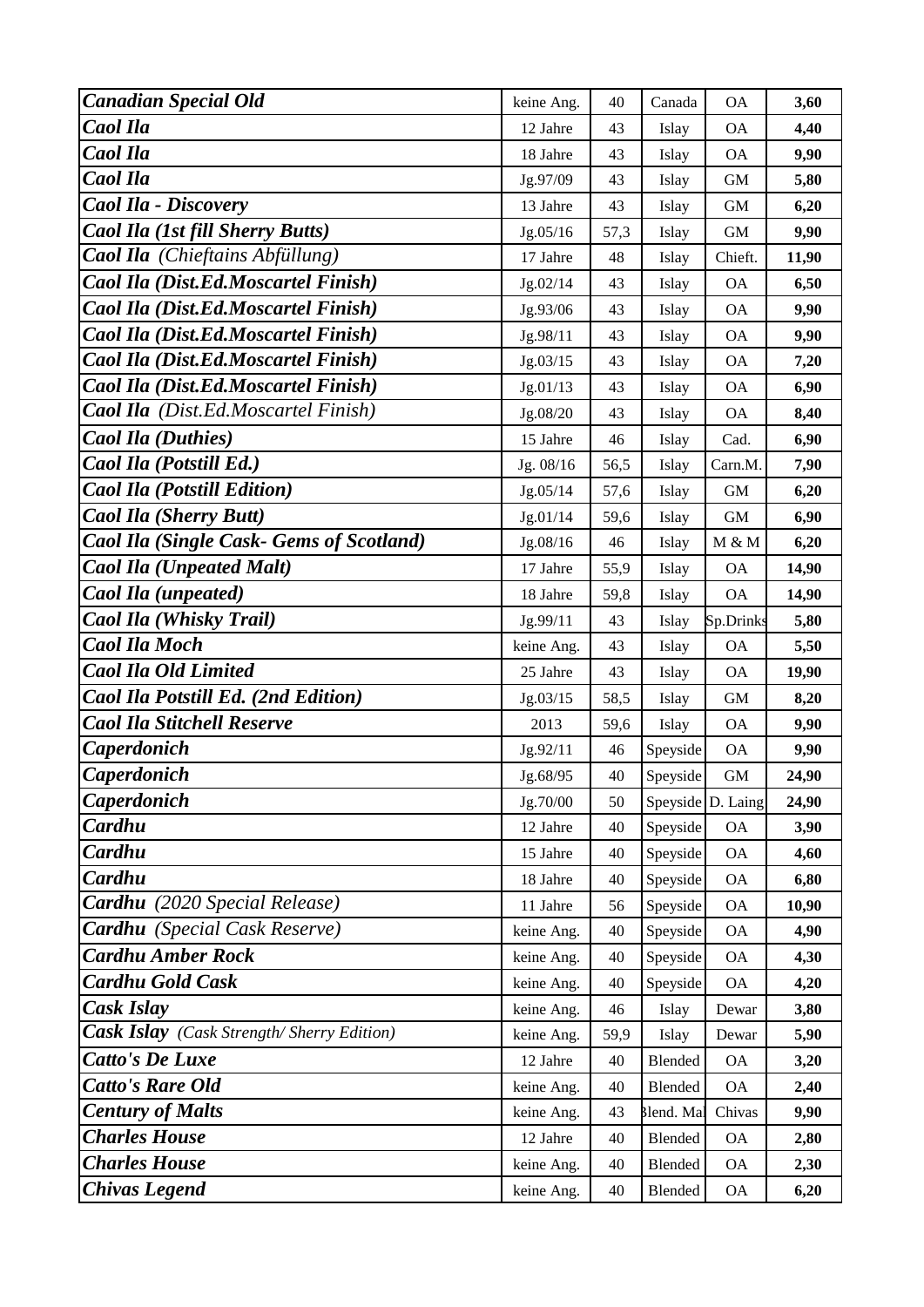| | | | | | |
|---|---|---|---|---|---|
| ***Canadian Special Old*** | keine Ang. | 40 | Canada | OA | **3,60** |
| ***Caol Ila*** | 12 Jahre | 43 | Islay | OA | **4,40** |
| ***Caol Ila*** | 18 Jahre | 43 | Islay | OA | **9,90** |
| ***Caol Ila*** | Jg.97/09 | 43 | Islay | GM | **5,80** |
| ***Caol Ila - Discovery*** | 13 Jahre | 43 | Islay | GM | **6,20** |
| ***Caol Ila (1st fill Sherry Butts)*** | Jg.05/16 | 57,3 | Islay | GM | **9,90** |
| ***Caol Ila*** *(Chieftains Abfüllung)* | 17 Jahre | 48 | Islay | Chieft. | **11,90** |
| ***Caol Ila (Dist.Ed.Moscartel Finish)*** | Jg.02/14 | 43 | Islay | OA | **6,50** |
| ***Caol Ila (Dist.Ed.Moscartel Finish)*** | Jg.93/06 | 43 | Islay | OA | **9,90** |
| ***Caol Ila (Dist.Ed.Moscartel Finish)*** | Jg.98/11 | 43 | Islay | OA | **9,90** |
| ***Caol Ila (Dist.Ed.Moscartel Finish)*** | Jg.03/15 | 43 | Islay | OA | **7,20** |
| ***Caol Ila (Dist.Ed.Moscartel Finish)*** | Jg.01/13 | 43 | Islay | OA | **6,90** |
| ***Caol Ila*** *(Dist.Ed.Moscartel Finish)* | Jg.08/20 | 43 | Islay | OA | **8,40** |
| ***Caol Ila (Duthies)*** | 15 Jahre | 46 | Islay | Cad. | **6,90** |
| ***Caol Ila (Potstill Ed.)*** | Jg. 08/16 | 56,5 | Islay | Carn.M. | **7,90** |
| ***Caol Ila (Potstill Edition)*** | Jg.05/14 | 57,6 | Islay | GM | **6,20** |
| ***Caol Ila (Sherry Butt)*** | Jg.01/14 | 59,6 | Islay | GM | **6,90** |
| ***Caol Ila (Single Cask- Gems of Scotland)*** | Jg.08/16 | 46 | Islay | M & M | **6,20** |
| ***Caol Ila (Unpeated Malt)*** | 17 Jahre | 55,9 | Islay | OA | **14,90** |
| ***Caol Ila (unpeated)*** | 18 Jahre | 59,8 | Islay | OA | **14,90** |
| ***Caol Ila (Whisky Trail)*** | Jg.99/11 | 43 | Islay | Sp.Drinks | **5,80** |
| ***Caol Ila Moch*** | keine Ang. | 43 | Islay | OA | **5,50** |
| ***Caol Ila Old Limited*** | 25 Jahre | 43 | Islay | OA | **19,90** |
| ***Caol Ila Potstill Ed. (2nd Edition)*** | Jg.03/15 | 58,5 | Islay | GM | **8,20** |
| ***Caol Ila Stitchell Reserve*** | 2013 | 59,6 | Islay | OA | **9,90** |
| ***Caperdonich*** | Jg.92/11 | 46 | Speyside | OA | **9,90** |
| ***Caperdonich*** | Jg.68/95 | 40 | Speyside | GM | **24,90** |
| ***Caperdonich*** | Jg.70/00 | 50 | Speyside | D. Laing | **24,90** |
| ***Cardhu*** | 12 Jahre | 40 | Speyside | OA | **3,90** |
| ***Cardhu*** | 15 Jahre | 40 | Speyside | OA | **4,60** |
| ***Cardhu*** | 18 Jahre | 40 | Speyside | OA | **6,80** |
| ***Cardhu*** *(2020 Special Release)* | 11 Jahre | 56 | Speyside | OA | **10,90** |
| ***Cardhu*** *(Special Cask Reserve)* | keine Ang. | 40 | Speyside | OA | **4,90** |
| ***Cardhu Amber Rock*** | keine Ang. | 40 | Speyside | OA | **4,30** |
| ***Cardhu Gold Cask*** | keine Ang. | 40 | Speyside | OA | **4,20** |
| ***Cask Islay*** | keine Ang. | 46 | Islay | Dewar | **3,80** |
| ***Cask Islay*** *(Cask Strength/ Sherry Edition)* | keine Ang. | 59,9 | Islay | Dewar | **5,90** |
| ***Catto's De Luxe*** | 12 Jahre | 40 | Blended | OA | **3,20** |
| ***Catto's Rare Old*** | keine Ang. | 40 | Blended | OA | **2,40** |
| ***Century of Malts*** | keine Ang. | 43 | Blend. Mal | Chivas | **9,90** |
| ***Charles House*** | 12 Jahre | 40 | Blended | OA | **2,80** |
| ***Charles House*** | keine Ang. | 40 | Blended | OA | **2,30** |
| ***Chivas Legend*** | keine Ang. | 40 | Blended | OA | **6,20** |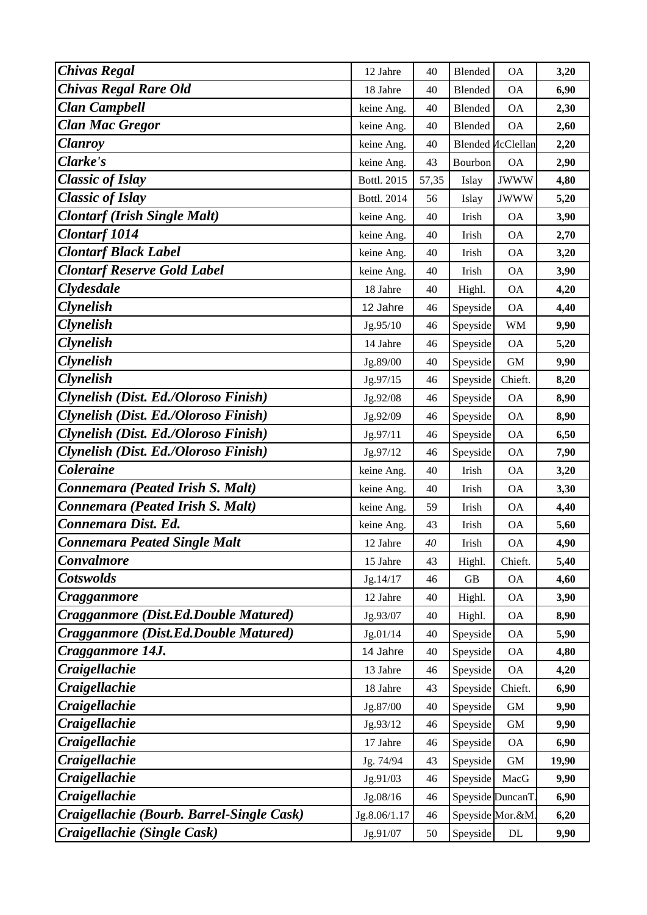| *Chivas Regal* | 12 Jahre | 40 | Blended | OA | 3,20 |
|---|---|---|---|---|---|
| *Chivas Regal Rare Old* | 18 Jahre | 40 | Blended | OA | 6,90 |
| *Clan Campbell* | keine Ang. | 40 | Blended | OA | 2,30 |
| *Clan Mac Gregor* | keine Ang. | 40 | Blended | OA | 2,60 |
| *Clanroy* | keine Ang. | 40 | Blended | McClellan | 2,20 |
| *Clarke's* | keine Ang. | 43 | Bourbon | OA | 2,90 |
| *Classic of Islay* | Bottl. 2015 | 57,35 | Islay | JWWW | 4,80 |
| *Classic of Islay* | Bottl. 2014 | 56 | Islay | JWWW | 5,20 |
| *Clontarf (Irish Single Malt)* | keine Ang. | 40 | Irish | OA | 3,90 |
| *Clontarf 1014* | keine Ang. | 40 | Irish | OA | 2,70 |
| *Clontarf Black Label* | keine Ang. | 40 | Irish | OA | 3,20 |
| *Clontarf Reserve Gold Label* | keine Ang. | 40 | Irish | OA | 3,90 |
| *Clydesdale* | 18 Jahre | 40 | Highl. | OA | 4,20 |
| *Clynelish* | 12 Jahre | 46 | Speyside | OA | 4,40 |
| *Clynelish* | Jg.95/10 | 46 | Speyside | WM | 9,90 |
| *Clynelish* | 14 Jahre | 46 | Speyside | OA | 5,20 |
| *Clynelish* | Jg.89/00 | 40 | Speyside | GM | 9,90 |
| *Clynelish* | Jg.97/15 | 46 | Speyside | Chieft. | 8,20 |
| *Clynelish (Dist. Ed./Oloroso Finish)* | Jg.92/08 | 46 | Speyside | OA | 8,90 |
| *Clynelish (Dist. Ed./Oloroso Finish)* | Jg.92/09 | 46 | Speyside | OA | 8,90 |
| *Clynelish (Dist. Ed./Oloroso Finish)* | Jg.97/11 | 46 | Speyside | OA | 6,50 |
| *Clynelish (Dist. Ed./Oloroso Finish)* | Jg.97/12 | 46 | Speyside | OA | 7,90 |
| *Coleraine* | keine Ang. | 40 | Irish | OA | 3,20 |
| *Connemara (Peated Irish S. Malt)* | keine Ang. | 40 | Irish | OA | 3,30 |
| *Connemara (Peated Irish S. Malt)* | keine Ang. | 59 | Irish | OA | 4,40 |
| *Connemara Dist. Ed.* | keine Ang. | 43 | Irish | OA | 5,60 |
| *Connemara Peated Single Malt* | 12 Jahre | 40 | Irish | OA | 4,90 |
| *Convalmore* | 15 Jahre | 43 | Highl. | Chieft. | 5,40 |
| *Cotswolds* | Jg.14/17 | 46 | GB | OA | 4,60 |
| *Cragganmore* | 12 Jahre | 40 | Highl. | OA | 3,90 |
| *Cragganmore (Dist.Ed.Double Matured)* | Jg.93/07 | 40 | Highl. | OA | 8,90 |
| *Cragganmore (Dist.Ed.Double Matured)* | Jg.01/14 | 40 | Speyside | OA | 5,90 |
| *Cragganmore 14J.* | 14 Jahre | 40 | Speyside | OA | 4,80 |
| *Craigellachie* | 13 Jahre | 46 | Speyside | OA | 4,20 |
| *Craigellachie* | 18 Jahre | 43 | Speyside | Chieft. | 6,90 |
| *Craigellachie* | Jg.87/00 | 40 | Speyside | GM | 9,90 |
| *Craigellachie* | Jg.93/12 | 46 | Speyside | GM | 9,90 |
| *Craigellachie* | 17 Jahre | 46 | Speyside | OA | 6,90 |
| *Craigellachie* | Jg. 74/94 | 43 | Speyside | GM | 19,90 |
| *Craigellachie* | Jg.91/03 | 46 | Speyside | MacG | 9,90 |
| *Craigellachie* | Jg.08/16 | 46 | Speyside | DuncanT. | 6,90 |
| *Craigellachie (Bourb. Barrel-Single Cask)* | Jg.8.06/1.17 | 46 | Speyside | Mor.&M. | 6,20 |
| *Craigellachie (Single Cask)* | Jg.91/07 | 50 | Speyside | DL | 9,90 |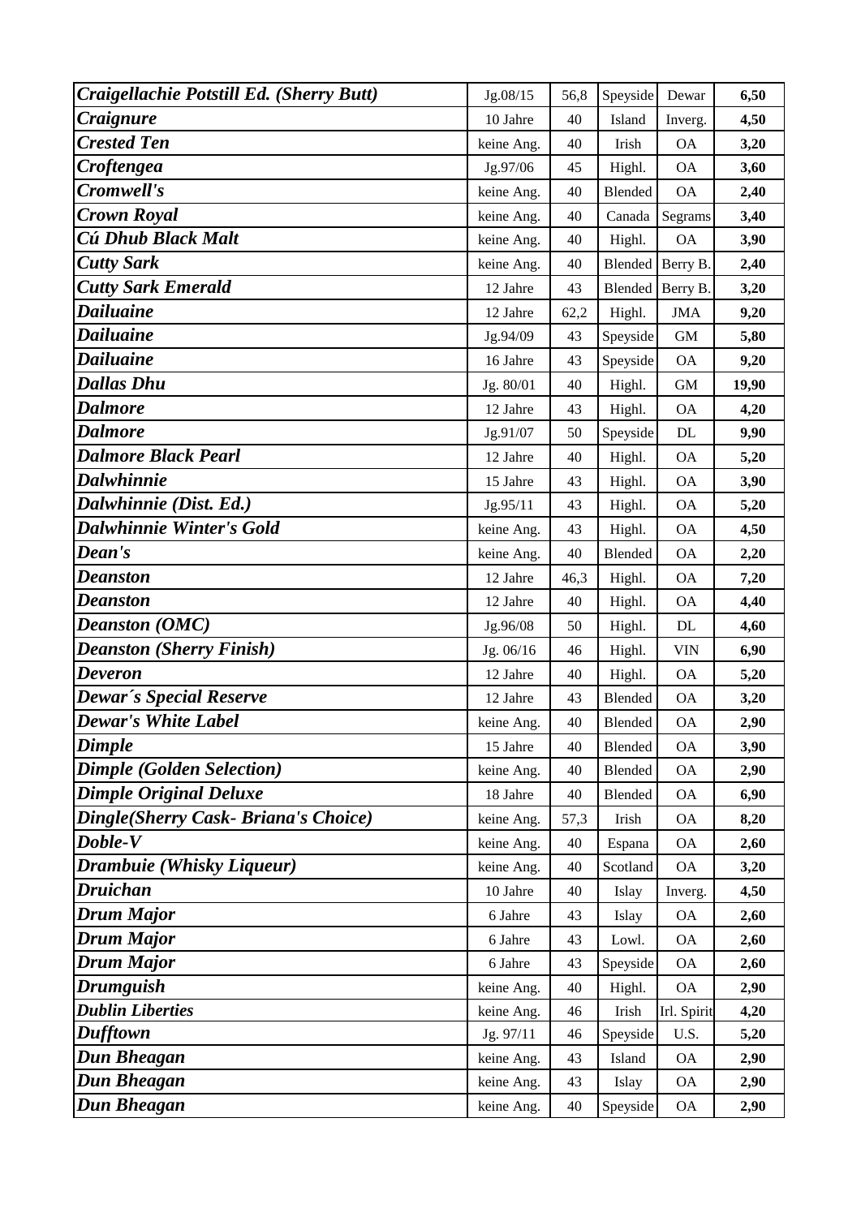| | | | | | |
|---|---|---|---|---|---|
| ***Craigellachie Potstill Ed. (Sherry Butt)*** | Jg.08/15 | 56,8 | Speyside | Dewar | **6,50** |
| ***Craignure*** | 10 Jahre | 40 | Island | Inverg. | **4,50** |
| ***Crested Ten*** | keine Ang. | 40 | Irish | OA | **3,20** |
| ***Croftengea*** | Jg.97/06 | 45 | Highl. | OA | **3,60** |
| ***Cromwell's*** | keine Ang. | 40 | Blended | OA | **2,40** |
| ***Crown Royal*** | keine Ang. | 40 | Canada | Segrams | **3,40** |
| ***Cú Dhub Black Malt*** | keine Ang. | 40 | Highl. | OA | **3,90** |
| ***Cutty Sark*** | keine Ang. | 40 | Blended | Berry B. | **2,40** |
| ***Cutty Sark Emerald*** | 12 Jahre | 43 | Blended | Berry B. | **3,20** |
| ***Dailuaine*** | 12 Jahre | 62,2 | Highl. | JMA | **9,20** |
| ***Dailuaine*** | Jg.94/09 | 43 | Speyside | GM | **5,80** |
| ***Dailuaine*** | 16 Jahre | 43 | Speyside | OA | **9,20** |
| ***Dallas Dhu*** | Jg. 80/01 | 40 | Highl. | GM | **19,90** |
| ***Dalmore*** | 12 Jahre | 43 | Highl. | OA | **4,20** |
| ***Dalmore*** | Jg.91/07 | 50 | Speyside | DL | **9,90** |
| ***Dalmore Black Pearl*** | 12 Jahre | 40 | Highl. | OA | **5,20** |
| ***Dalwhinnie*** | 15 Jahre | 43 | Highl. | OA | **3,90** |
| ***Dalwhinnie (Dist. Ed.)*** | Jg.95/11 | 43 | Highl. | OA | **5,20** |
| ***Dalwhinnie Winter's Gold*** | keine Ang. | 43 | Highl. | OA | **4,50** |
| ***Dean's*** | keine Ang. | 40 | Blended | OA | **2,20** |
| ***Deanston*** | 12 Jahre | 46,3 | Highl. | OA | **7,20** |
| ***Deanston*** | 12 Jahre | 40 | Highl. | OA | **4,40** |
| ***Deanston (OMC)*** | Jg.96/08 | 50 | Highl. | DL | **4,60** |
| ***Deanston (Sherry Finish)*** | Jg. 06/16 | 46 | Highl. | VIN | **6,90** |
| ***Deveron*** | 12 Jahre | 40 | Highl. | OA | **5,20** |
| ***Dewar´s Special Reserve*** | 12 Jahre | 43 | Blended | OA | **3,20** |
| ***Dewar's White Label*** | keine Ang. | 40 | Blended | OA | **2,90** |
| ***Dimple*** | 15 Jahre | 40 | Blended | OA | **3,90** |
| ***Dimple (Golden Selection)*** | keine Ang. | 40 | Blended | OA | **2,90** |
| ***Dimple Original Deluxe*** | 18 Jahre | 40 | Blended | OA | **6,90** |
| ***Dingle(Sherry Cask- Briana's Choice)*** | keine Ang. | 57,3 | Irish | OA | **8,20** |
| ***Doble-V*** | keine Ang. | 40 | Espana | OA | **2,60** |
| ***Drambuie (Whisky Liqueur)*** | keine Ang. | 40 | Scotland | OA | **3,20** |
| ***Druichan*** | 10 Jahre | 40 | Islay | Inverg. | **4,50** |
| ***Drum Major*** | 6 Jahre | 43 | Islay | OA | **2,60** |
| ***Drum Major*** | 6 Jahre | 43 | Lowl. | OA | **2,60** |
| ***Drum Major*** | 6 Jahre | 43 | Speyside | OA | **2,60** |
| ***Drumguish*** | keine Ang. | 40 | Highl. | OA | **2,90** |
| ***Dublin Liberties*** | keine Ang. | 46 | Irish | Irl. Spirit | **4,20** |
| ***Dufftown*** | Jg. 97/11 | 46 | Speyside | U.S. | **5,20** |
| ***Dun Bheagan*** | keine Ang. | 43 | Island | OA | **2,90** |
| ***Dun Bheagan*** | keine Ang. | 43 | Islay | OA | **2,90** |
| ***Dun Bheagan*** | keine Ang. | 40 | Speyside | OA | **2,90** |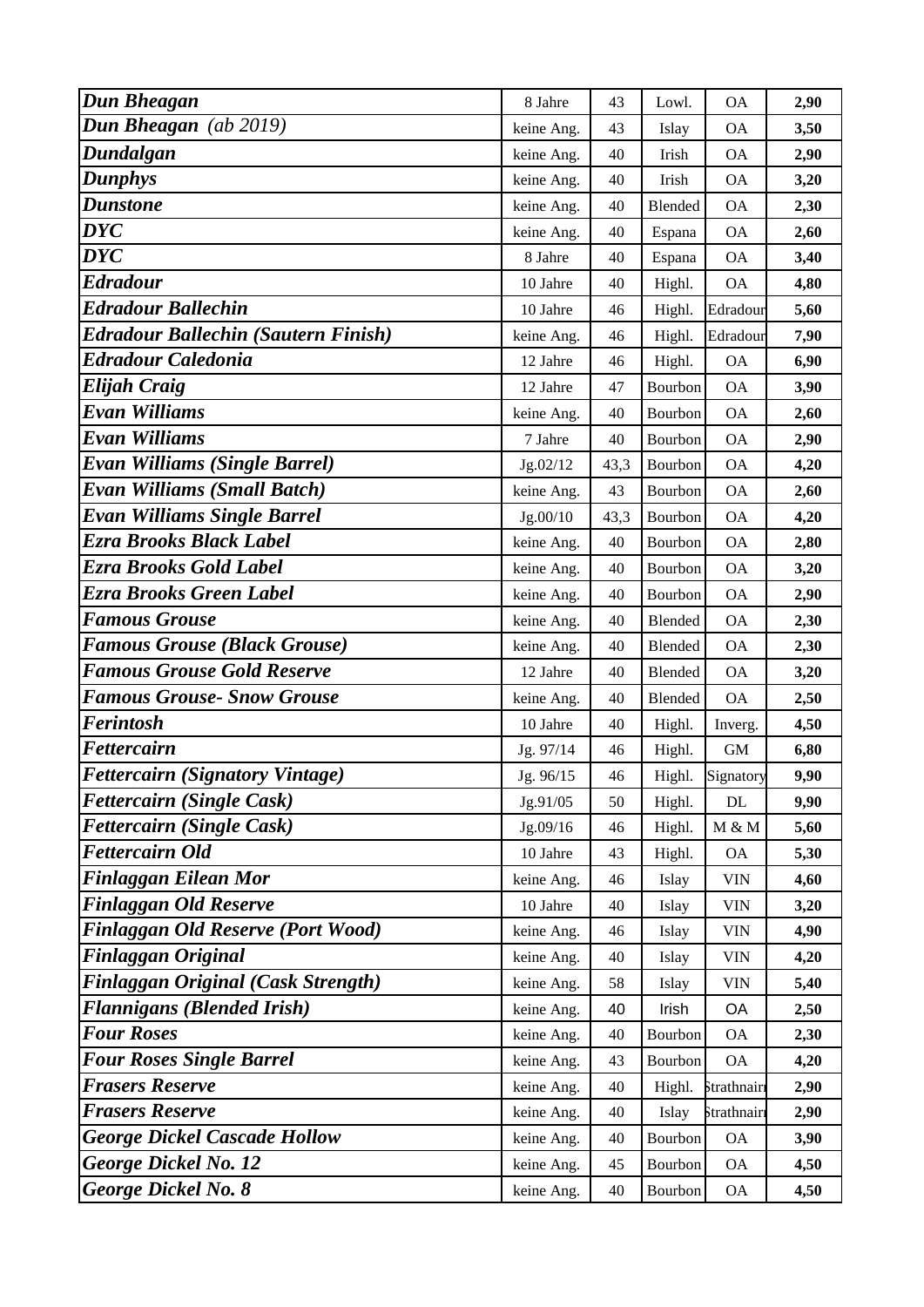| | | | | | |
|---|---|---|---|---|---|
| ***Dun Bheagan*** | 8 Jahre | 43 | Lowl. | OA | **2,90** |
| ***Dun Bheagan*** *(ab 2019)* | keine Ang. | 43 | Islay | OA | **3,50** |
| ***Dundalgan*** | keine Ang. | 40 | Irish | OA | **2,90** |
| ***Dunphys*** | keine Ang. | 40 | Irish | OA | **3,20** |
| ***Dunstone*** | keine Ang. | 40 | Blended | OA | **2,30** |
| ***DYC*** | keine Ang. | 40 | Espana | OA | **2,60** |
| ***DYC*** | 8 Jahre | 40 | Espana | OA | **3,40** |
| ***Edradour*** | 10 Jahre | 40 | Highl. | OA | **4,80** |
| ***Edradour Ballechin*** | 10 Jahre | 46 | Highl. | Edradour | **5,60** |
| ***Edradour Ballechin (Sautern Finish)*** | keine Ang. | 46 | Highl. | Edradour | **7,90** |
| ***Edradour Caledonia*** | 12 Jahre | 46 | Highl. | OA | **6,90** |
| ***Elijah Craig*** | 12 Jahre | 47 | Bourbon | OA | **3,90** |
| ***Evan Williams*** | keine Ang. | 40 | Bourbon | OA | **2,60** |
| ***Evan Williams*** | 7 Jahre | 40 | Bourbon | OA | **2,90** |
| ***Evan Williams (Single Barrel)*** | Jg.02/12 | 43,3 | Bourbon | OA | **4,20** |
| ***Evan Williams (Small Batch)*** | keine Ang. | 43 | Bourbon | OA | **2,60** |
| ***Evan Williams Single Barrel*** | Jg.00/10 | 43,3 | Bourbon | OA | **4,20** |
| ***Ezra Brooks Black Label*** | keine Ang. | 40 | Bourbon | OA | **2,80** |
| ***Ezra Brooks Gold Label*** | keine Ang. | 40 | Bourbon | OA | **3,20** |
| ***Ezra Brooks Green Label*** | keine Ang. | 40 | Bourbon | OA | **2,90** |
| ***Famous Grouse*** | keine Ang. | 40 | Blended | OA | **2,30** |
| ***Famous Grouse (Black Grouse)*** | keine Ang. | 40 | Blended | OA | **2,30** |
| ***Famous Grouse Gold Reserve*** | 12 Jahre | 40 | Blended | OA | **3,20** |
| ***Famous Grouse- Snow Grouse*** | keine Ang. | 40 | Blended | OA | **2,50** |
| ***Ferintosh*** | 10 Jahre | 40 | Highl. | Inverg. | **4,50** |
| ***Fettercairn*** | Jg. 97/14 | 46 | Highl. | GM | **6,80** |
| ***Fettercairn (Signatory Vintage)*** | Jg. 96/15 | 46 | Highl. | Signatory | **9,90** |
| ***Fettercairn (Single Cask)*** | Jg.91/05 | 50 | Highl. | DL | **9,90** |
| ***Fettercairn (Single Cask)*** | Jg.09/16 | 46 | Highl. | M & M | **5,60** |
| ***Fettercairn Old*** | 10 Jahre | 43 | Highl. | OA | **5,30** |
| ***Finlaggan Eilean Mor*** | keine Ang. | 46 | Islay | VIN | **4,60** |
| ***Finlaggan Old Reserve*** | 10 Jahre | 40 | Islay | VIN | **3,20** |
| ***Finlaggan Old Reserve (Port Wood)*** | keine Ang. | 46 | Islay | VIN | **4,90** |
| ***Finlaggan Original*** | keine Ang. | 40 | Islay | VIN | **4,20** |
| ***Finlaggan Original (Cask Strength)*** | keine Ang. | 58 | Islay | VIN | **5,40** |
| ***Flannigans (Blended Irish)*** | keine Ang. | 40 | Irish | OA | **2,50** |
| ***Four Roses*** | keine Ang. | 40 | Bourbon | OA | **2,30** |
| ***Four Roses Single Barrel*** | keine Ang. | 43 | Bourbon | OA | **4,20** |
| ***Frasers Reserve*** | keine Ang. | 40 | Highl. | Strathnairn | **2,90** |
| ***Frasers Reserve*** | keine Ang. | 40 | Islay | Strathnairn | **2,90** |
| ***George Dickel Cascade Hollow*** | keine Ang. | 40 | Bourbon | OA | **3,90** |
| ***George Dickel No. 12*** | keine Ang. | 45 | Bourbon | OA | **4,50** |
| ***George Dickel No. 8*** | keine Ang. | 40 | Bourbon | OA | **4,50** |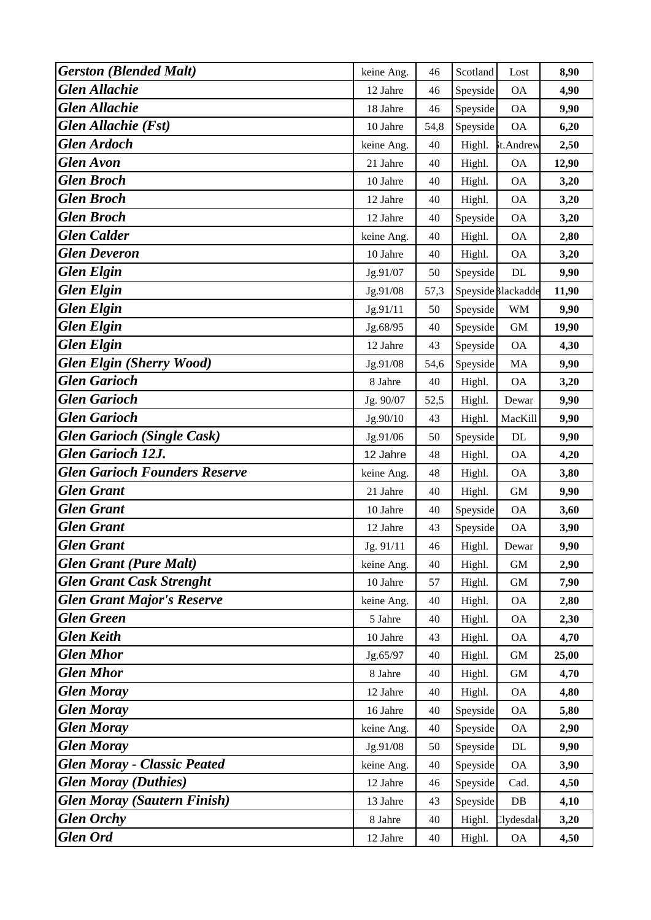| | | | | | |
|---|---|---|---|---|---|
| ***Gerston (Blended Malt)*** | keine Ang. | 46 | Scotland | Lost | **8,90** |
| ***Glen Allachie*** | 12 Jahre | 46 | Speyside | OA | **4,90** |
| ***Glen Allachie*** | 18 Jahre | 46 | Speyside | OA | **9,90** |
| ***Glen Allachie (Fst)*** | 10 Jahre | 54,8 | Speyside | OA | **6,20** |
| ***Glen Ardoch*** | keine Ang. | 40 | Highl. | St.Andrew | **2,50** |
| ***Glen Avon*** | 21 Jahre | 40 | Highl. | OA | **12,90** |
| ***Glen Broch*** | 10 Jahre | 40 | Highl. | OA | **3,20** |
| ***Glen Broch*** | 12 Jahre | 40 | Highl. | OA | **3,20** |
| ***Glen Broch*** | 12 Jahre | 40 | Speyside | OA | **3,20** |
| ***Glen Calder*** | keine Ang. | 40 | Highl. | OA | **2,80** |
| ***Glen Deveron*** | 10 Jahre | 40 | Highl. | OA | **3,20** |
| ***Glen Elgin*** | Jg.91/07 | 50 | Speyside | DL | **9,90** |
| ***Glen Elgin*** | Jg.91/08 | 57,3 | Speyside | Blackadder | **11,90** |
| ***Glen Elgin*** | Jg.91/11 | 50 | Speyside | WM | **9,90** |
| ***Glen Elgin*** | Jg.68/95 | 40 | Speyside | GM | **19,90** |
| ***Glen Elgin*** | 12 Jahre | 43 | Speyside | OA | **4,30** |
| ***Glen Elgin (Sherry Wood)*** | Jg.91/08 | 54,6 | Speyside | MA | **9,90** |
| ***Glen Garioch*** | 8 Jahre | 40 | Highl. | OA | **3,20** |
| ***Glen Garioch*** | Jg. 90/07 | 52,5 | Highl. | Dewar | **9,90** |
| ***Glen Garioch*** | Jg.90/10 | 43 | Highl. | MacKill | **9,90** |
| ***Glen Garioch (Single Cask)*** | Jg.91/06 | 50 | Speyside | DL | **9,90** |
| ***Glen Garioch 12J.*** | 12 Jahre | 48 | Highl. | OA | **4,20** |
| ***Glen Garioch Founders Reserve*** | keine Ang. | 48 | Highl. | OA | **3,80** |
| ***Glen Grant*** | 21 Jahre | 40 | Highl. | GM | **9,90** |
| ***Glen Grant*** | 10 Jahre | 40 | Speyside | OA | **3,60** |
| ***Glen Grant*** | 12 Jahre | 43 | Speyside | OA | **3,90** |
| ***Glen Grant*** | Jg. 91/11 | 46 | Highl. | Dewar | **9,90** |
| ***Glen Grant (Pure Malt)*** | keine Ang. | 40 | Highl. | GM | **2,90** |
| ***Glen Grant Cask Strenght*** | 10 Jahre | 57 | Highl. | GM | **7,90** |
| ***Glen Grant Major's Reserve*** | keine Ang. | 40 | Highl. | OA | **2,80** |
| ***Glen Green*** | 5 Jahre | 40 | Highl. | OA | **2,30** |
| ***Glen Keith*** | 10 Jahre | 43 | Highl. | OA | **4,70** |
| ***Glen Mhor*** | Jg.65/97 | 40 | Highl. | GM | **25,00** |
| ***Glen Mhor*** | 8 Jahre | 40 | Highl. | GM | **4,70** |
| ***Glen Moray*** | 12 Jahre | 40 | Highl. | OA | **4,80** |
| ***Glen Moray*** | 16 Jahre | 40 | Speyside | OA | **5,80** |
| ***Glen Moray*** | keine Ang. | 40 | Speyside | OA | **2,90** |
| ***Glen Moray*** | Jg.91/08 | 50 | Speyside | DL | **9,90** |
| ***Glen Moray - Classic Peated*** | keine Ang. | 40 | Speyside | OA | **3,90** |
| ***Glen Moray (Duthies)*** | 12 Jahre | 46 | Speyside | Cad. | **4,50** |
| ***Glen Moray (Sautern Finish)*** | 13 Jahre | 43 | Speyside | DB | **4,10** |
| ***Glen Orchy*** | 8 Jahre | 40 | Highl. | Clydesdale | **3,20** |
| ***Glen Ord*** | 12 Jahre | 40 | Highl. | OA | **4,50** |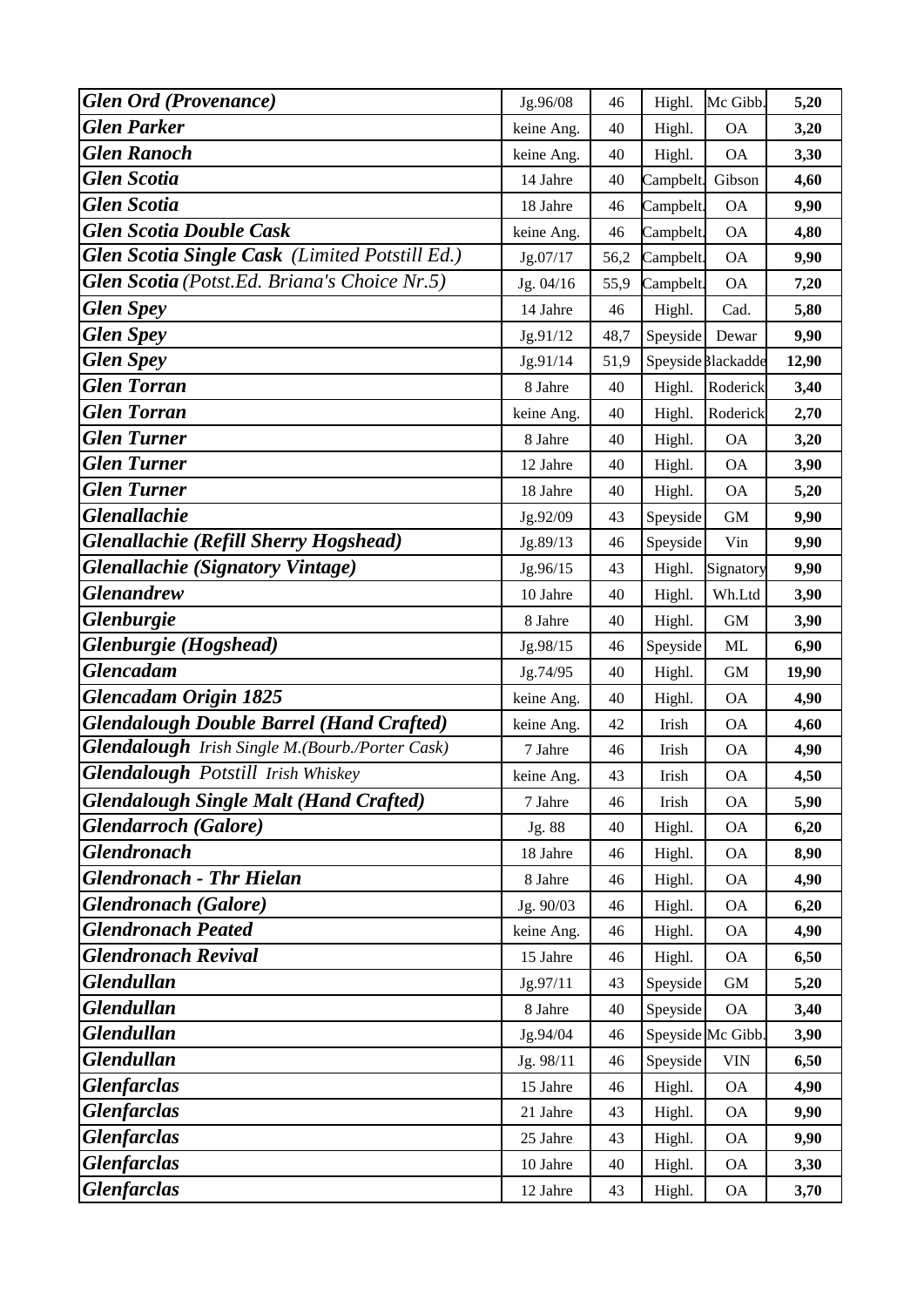| | | | | | |
|---|---|---|---|---|---|
| ***Glen Ord (Provenance)*** | Jg.96/08 | 46 | Highl. | Mc Gibb. | **5,20** |
| ***Glen Parker*** | keine Ang. | 40 | Highl. | OA | **3,20** |
| ***Glen Ranoch*** | keine Ang. | 40 | Highl. | OA | **3,30** |
| ***Glen Scotia*** | 14 Jahre | 40 | Campbelt. | Gibson | **4,60** |
| ***Glen Scotia*** | 18 Jahre | 46 | Campbelt. | OA | **9,90** |
| ***Glen Scotia Double Cask*** | keine Ang. | 46 | Campbelt. | OA | **4,80** |
| ***Glen Scotia Single Cask** (Limited Potstill Ed.)* | Jg.07/17 | 56,2 | Campbelt. | OA | **9,90** |
| ***Glen Scotia** (Potst.Ed. Briana's Choice Nr.5)* | Jg. 04/16 | 55,9 | Campbelt. | OA | **7,20** |
| ***Glen Spey*** | 14 Jahre | 46 | Highl. | Cad. | **5,80** |
| ***Glen Spey*** | Jg.91/12 | 48,7 | Speyside | Dewar | **9,90** |
| ***Glen Spey*** | Jg.91/14 | 51,9 | Speyside | Blackadder | **12,90** |
| ***Glen Torran*** | 8 Jahre | 40 | Highl. | Roderick | **3,40** |
| ***Glen Torran*** | keine Ang. | 40 | Highl. | Roderick | **2,70** |
| ***Glen Turner*** | 8 Jahre | 40 | Highl. | OA | **3,20** |
| ***Glen Turner*** | 12 Jahre | 40 | Highl. | OA | **3,90** |
| ***Glen Turner*** | 18 Jahre | 40 | Highl. | OA | **5,20** |
| ***Glenallachie*** | Jg.92/09 | 43 | Speyside | GM | **9,90** |
| ***Glenallachie (Refill Sherry Hogshead)*** | Jg.89/13 | 46 | Speyside | Vin | **9,90** |
| ***Glenallachie (Signatory Vintage)*** | Jg.96/15 | 43 | Highl. | Signatory | **9,90** |
| ***Glenandrew*** | 10 Jahre | 40 | Highl. | Wh.Ltd | **3,90** |
| ***Glenburgie*** | 8 Jahre | 40 | Highl. | GM | **3,90** |
| ***Glenburgie (Hogshead)*** | Jg.98/15 | 46 | Speyside | ML | **6,90** |
| ***Glencadam*** | Jg.74/95 | 40 | Highl. | GM | **19,90** |
| ***Glencadam Origin 1825*** | keine Ang. | 40 | Highl. | OA | **4,90** |
| ***Glendalough Double Barrel (Hand Crafted)*** | keine Ang. | 42 | Irish | OA | **4,60** |
| ***Glendalough** Irish Single M.(Bourb./Porter Cask)* | 7 Jahre | 46 | Irish | OA | **4,90** |
| ***Glendalough** Potstill Irish Whiskey* | keine Ang. | 43 | Irish | OA | **4,50** |
| ***Glendalough Single Malt (Hand Crafted)*** | 7 Jahre | 46 | Irish | OA | **5,90** |
| ***Glendarroch (Galore)*** | Jg. 88 | 40 | Highl. | OA | **6,20** |
| ***Glendronach*** | 18 Jahre | 46 | Highl. | OA | **8,90** |
| ***Glendronach - Thr Hielan*** | 8 Jahre | 46 | Highl. | OA | **4,90** |
| ***Glendronach (Galore)*** | Jg. 90/03 | 46 | Highl. | OA | **6,20** |
| ***Glendronach Peated*** | keine Ang. | 46 | Highl. | OA | **4,90** |
| ***Glendronach Revival*** | 15 Jahre | 46 | Highl. | OA | **6,50** |
| ***Glendullan*** | Jg.97/11 | 43 | Speyside | GM | **5,20** |
| ***Glendullan*** | 8 Jahre | 40 | Speyside | OA | **3,40** |
| ***Glendullan*** | Jg.94/04 | 46 | Speyside | Mc Gibb. | **3,90** |
| ***Glendullan*** | Jg. 98/11 | 46 | Speyside | VIN | **6,50** |
| ***Glenfarclas*** | 15 Jahre | 46 | Highl. | OA | **4,90** |
| ***Glenfarclas*** | 21 Jahre | 43 | Highl. | OA | **9,90** |
| ***Glenfarclas*** | 25 Jahre | 43 | Highl. | OA | **9,90** |
| ***Glenfarclas*** | 10 Jahre | 40 | Highl. | OA | **3,30** |
| ***Glenfarclas*** | 12 Jahre | 43 | Highl. | OA | **3,70** |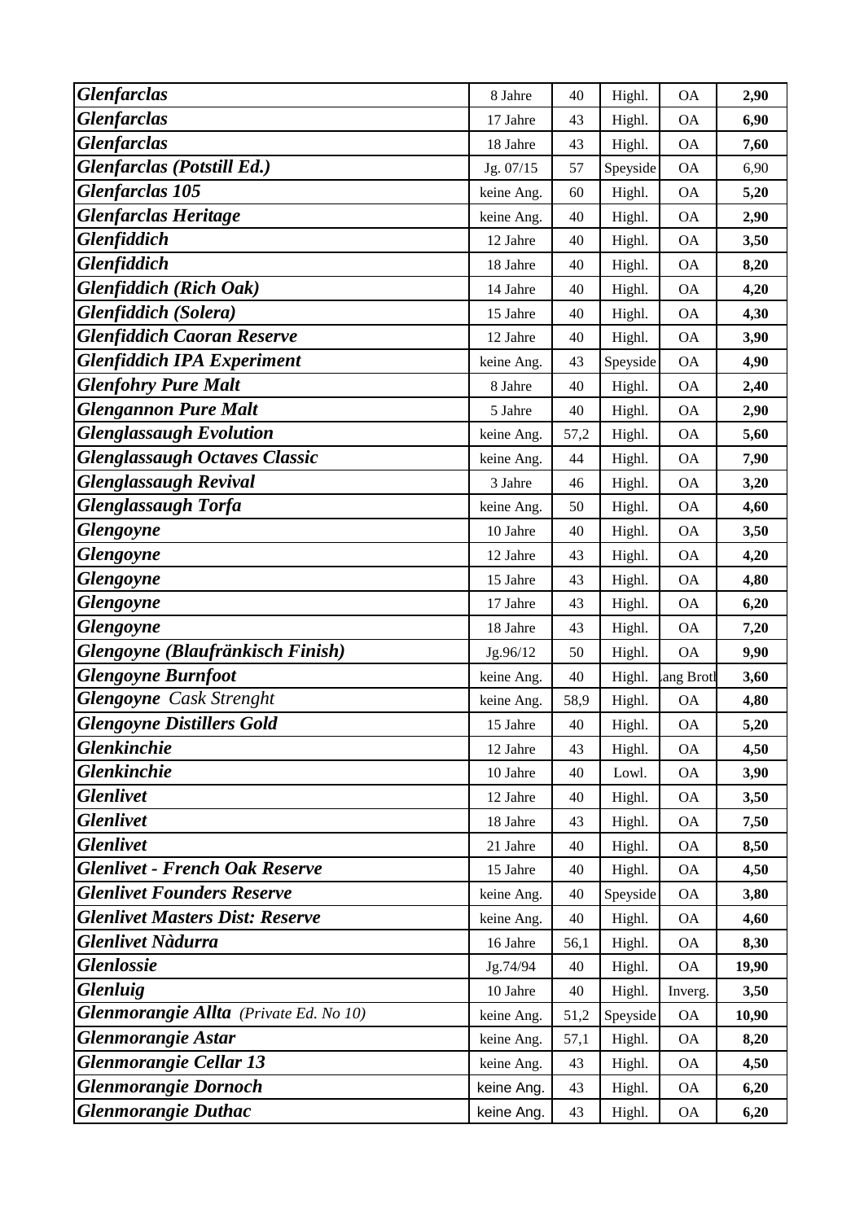| | | | | | |
|---|---|---|---|---|---|
| ***Glenfarclas*** | 8 Jahre | 40 | Highl. | OA | **2,90** |
| ***Glenfarclas*** | 17 Jahre | 43 | Highl. | OA | **6,90** |
| ***Glenfarclas*** | 18 Jahre | 43 | Highl. | OA | **7,60** |
| ***Glenfarclas (Potstill Ed.)*** | Jg. 07/15 | 57 | Speyside | OA | 6,90 |
| ***Glenfarclas 105*** | keine Ang. | 60 | Highl. | OA | **5,20** |
| ***Glenfarclas Heritage*** | keine Ang. | 40 | Highl. | OA | **2,90** |
| ***Glenfiddich*** | 12 Jahre | 40 | Highl. | OA | **3,50** |
| ***Glenfiddich*** | 18 Jahre | 40 | Highl. | OA | **8,20** |
| ***Glenfiddich (Rich Oak)*** | 14 Jahre | 40 | Highl. | OA | **4,20** |
| ***Glenfiddich (Solera)*** | 15 Jahre | 40 | Highl. | OA | **4,30** |
| ***Glenfiddich Caoran Reserve*** | 12 Jahre | 40 | Highl. | OA | **3,90** |
| ***Glenfiddich IPA Experiment*** | keine Ang. | 43 | Speyside | OA | **4,90** |
| ***Glenfohry Pure Malt*** | 8 Jahre | 40 | Highl. | OA | **2,40** |
| ***Glengannon Pure Malt*** | 5 Jahre | 40 | Highl. | OA | **2,90** |
| ***Glenglassaugh Evolution*** | keine Ang. | 57,2 | Highl. | OA | **5,60** |
| ***Glenglassaugh Octaves Classic*** | keine Ang. | 44 | Highl. | OA | **7,90** |
| ***Glenglassaugh Revival*** | 3 Jahre | 46 | Highl. | OA | **3,20** |
| ***Glenglassaugh Torfa*** | keine Ang. | 50 | Highl. | OA | **4,60** |
| ***Glengoyne*** | 10 Jahre | 40 | Highl. | OA | **3,50** |
| ***Glengoyne*** | 12 Jahre | 43 | Highl. | OA | **4,20** |
| ***Glengoyne*** | 15 Jahre | 43 | Highl. | OA | **4,80** |
| ***Glengoyne*** | 17 Jahre | 43 | Highl. | OA | **6,20** |
| ***Glengoyne*** | 18 Jahre | 43 | Highl. | OA | **7,20** |
| ***Glengoyne (Blaufränkisch Finish)*** | Jg.96/12 | 50 | Highl. | OA | **9,90** |
| ***Glengoyne Burnfoot*** | keine Ang. | 40 | Highl. | ang Brotl | **3,60** |
| ***Glengoyne*** *Cask Strenght* | keine Ang. | 58,9 | Highl. | OA | **4,80** |
| ***Glengoyne Distillers Gold*** | 15 Jahre | 40 | Highl. | OA | **5,20** |
| ***Glenkinchie*** | 12 Jahre | 43 | Highl. | OA | **4,50** |
| ***Glenkinchie*** | 10 Jahre | 40 | Lowl. | OA | **3,90** |
| ***Glenlivet*** | 12 Jahre | 40 | Highl. | OA | **3,50** |
| ***Glenlivet*** | 18 Jahre | 43 | Highl. | OA | **7,50** |
| ***Glenlivet*** | 21 Jahre | 40 | Highl. | OA | **8,50** |
| ***Glenlivet - French Oak Reserve*** | 15 Jahre | 40 | Highl. | OA | **4,50** |
| ***Glenlivet Founders Reserve*** | keine Ang. | 40 | Speyside | OA | **3,80** |
| ***Glenlivet Masters Dist: Reserve*** | keine Ang. | 40 | Highl. | OA | **4,60** |
| ***Glenlivet Nàdurra*** | 16 Jahre | 56,1 | Highl. | OA | **8,30** |
| ***Glenlossie*** | Jg.74/94 | 40 | Highl. | OA | **19,90** |
| ***Glenluig*** | 10 Jahre | 40 | Highl. | Inverg. | **3,50** |
| ***Glenmorangie Allta*** *(Private Ed. No 10)* | keine Ang. | 51,2 | Speyside | OA | **10,90** |
| ***Glenmorangie Astar*** | keine Ang. | 57,1 | Highl. | OA | **8,20** |
| ***Glenmorangie Cellar 13*** | keine Ang. | 43 | Highl. | OA | **4,50** |
| ***Glenmorangie Dornoch*** | keine Ang. | 43 | Highl. | OA | **6,20** |
| ***Glenmorangie Duthac*** | keine Ang. | 43 | Highl. | OA | **6,20** |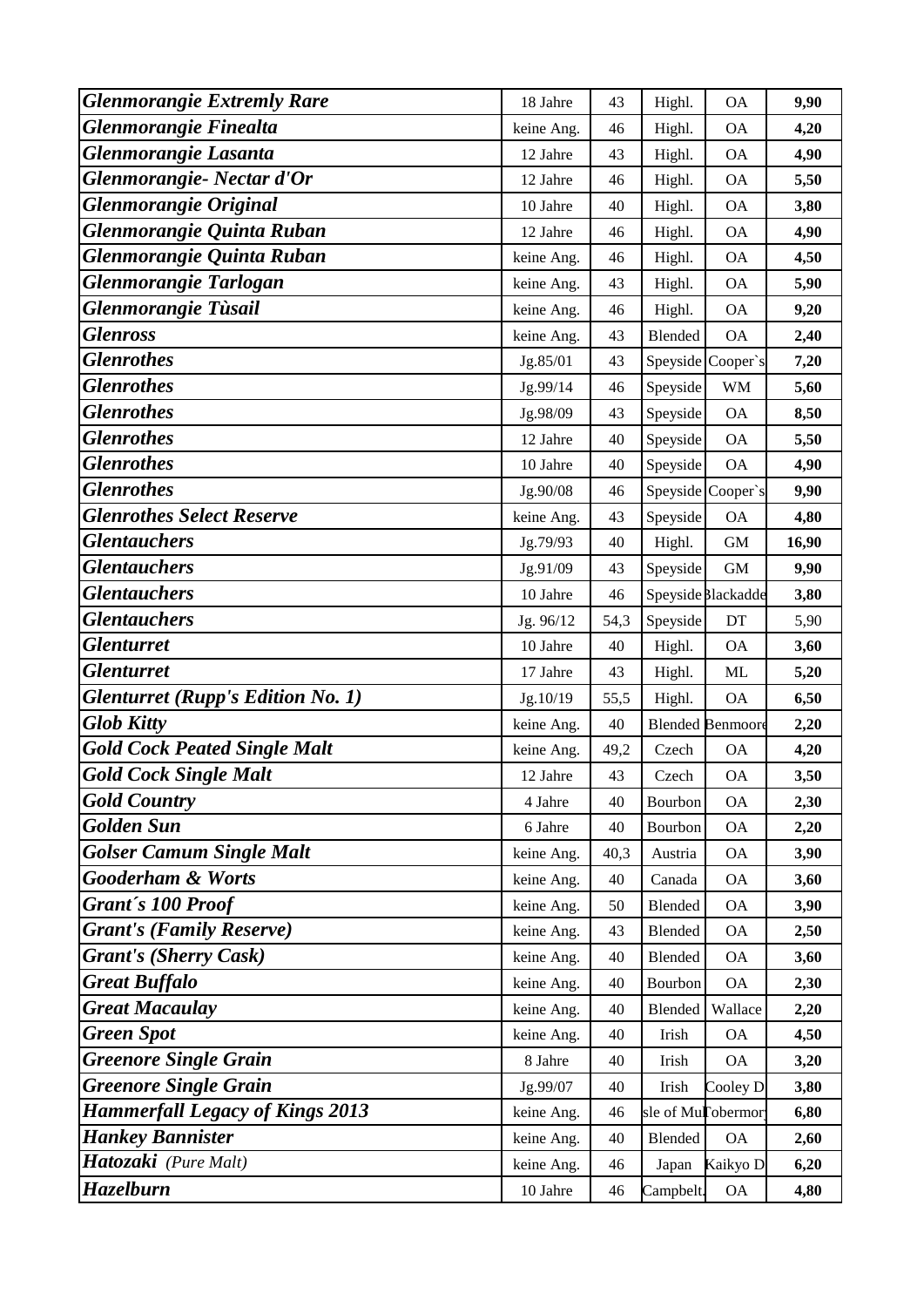| | | | | | |
|---|---|---|---|---|---|
| ***Glenmorangie Extremly Rare*** | 18 Jahre | 43 | Highl. | OA | **9,90** |
| ***Glenmorangie Finealta*** | keine Ang. | 46 | Highl. | OA | **4,20** |
| ***Glenmorangie Lasanta*** | 12 Jahre | 43 | Highl. | OA | **4,90** |
| ***Glenmorangie- Nectar d'Or*** | 12 Jahre | 46 | Highl. | OA | **5,50** |
| ***Glenmorangie Original*** | 10 Jahre | 40 | Highl. | OA | **3,80** |
| ***Glenmorangie Quinta Ruban*** | 12 Jahre | 46 | Highl. | OA | **4,90** |
| ***Glenmorangie Quinta Ruban*** | keine Ang. | 46 | Highl. | OA | **4,50** |
| ***Glenmorangie Tarlogan*** | keine Ang. | 43 | Highl. | OA | **5,90** |
| ***Glenmorangie Tùsail*** | keine Ang. | 46 | Highl. | OA | **9,20** |
| ***Glenross*** | keine Ang. | 43 | Blended | OA | **2,40** |
| ***Glenrothes*** | Jg.85/01 | 43 | Speyside | Cooper`s | **7,20** |
| ***Glenrothes*** | Jg.99/14 | 46 | Speyside | WM | **5,60** |
| ***Glenrothes*** | Jg.98/09 | 43 | Speyside | OA | **8,50** |
| ***Glenrothes*** | 12 Jahre | 40 | Speyside | OA | **5,50** |
| ***Glenrothes*** | 10 Jahre | 40 | Speyside | OA | **4,90** |
| ***Glenrothes*** | Jg.90/08 | 46 | Speyside | Cooper`s | **9,90** |
| ***Glenrothes Select Reserve*** | keine Ang. | 43 | Speyside | OA | **4,80** |
| ***Glentauchers*** | Jg.79/93 | 40 | Highl. | GM | **16,90** |
| ***Glentauchers*** | Jg.91/09 | 43 | Speyside | GM | **9,90** |
| ***Glentauchers*** | 10 Jahre | 46 | Speyside | Blackadde | **3,80** |
| ***Glentauchers*** | Jg. 96/12 | 54,3 | Speyside | DT | 5,90 |
| ***Glenturret*** | 10 Jahre | 40 | Highl. | OA | **3,60** |
| ***Glenturret*** | 17 Jahre | 43 | Highl. | ML | **5,20** |
| ***Glenturret (Rupp's Edition No. 1)*** | Jg.10/19 | 55,5 | Highl. | OA | **6,50** |
| ***Glob Kitty*** | keine Ang. | 40 | Blended | Benmoore | **2,20** |
| ***Gold Cock Peated Single Malt*** | keine Ang. | 49,2 | Czech | OA | **4,20** |
| ***Gold Cock Single Malt*** | 12 Jahre | 43 | Czech | OA | **3,50** |
| ***Gold Country*** | 4 Jahre | 40 | Bourbon | OA | **2,30** |
| ***Golden Sun*** | 6 Jahre | 40 | Bourbon | OA | **2,20** |
| ***Golser Camum Single Malt*** | keine Ang. | 40,3 | Austria | OA | **3,90** |
| ***Gooderham & Worts*** | keine Ang. | 40 | Canada | OA | **3,60** |
| ***Grant´s 100 Proof*** | keine Ang. | 50 | Blended | OA | **3,90** |
| ***Grant's (Family Reserve)*** | keine Ang. | 43 | Blended | OA | **2,50** |
| ***Grant's (Sherry Cask)*** | keine Ang. | 40 | Blended | OA | **3,60** |
| ***Great Buffalo*** | keine Ang. | 40 | Bourbon | OA | **2,30** |
| ***Great Macaulay*** | keine Ang. | 40 | Blended | Wallace | **2,20** |
| ***Green Spot*** | keine Ang. | 40 | Irish | OA | **4,50** |
| ***Greenore Single Grain*** | 8 Jahre | 40 | Irish | OA | **3,20** |
| ***Greenore Single Grain*** | Jg.99/07 | 40 | Irish | Cooley D | **3,80** |
| ***Hammerfall Legacy of Kings 2013*** | keine Ang. | 46 | sle of Mul | Tobermory | **6,80** |
| ***Hankey Bannister*** | keine Ang. | 40 | Blended | OA | **2,60** |
| ***Hatozaki*** *(Pure Malt)* | keine Ang. | 46 | Japan | Kaikyo D | **6,20** |
| ***Hazelburn*** | 10 Jahre | 46 | Campbelt. | OA | **4,80** |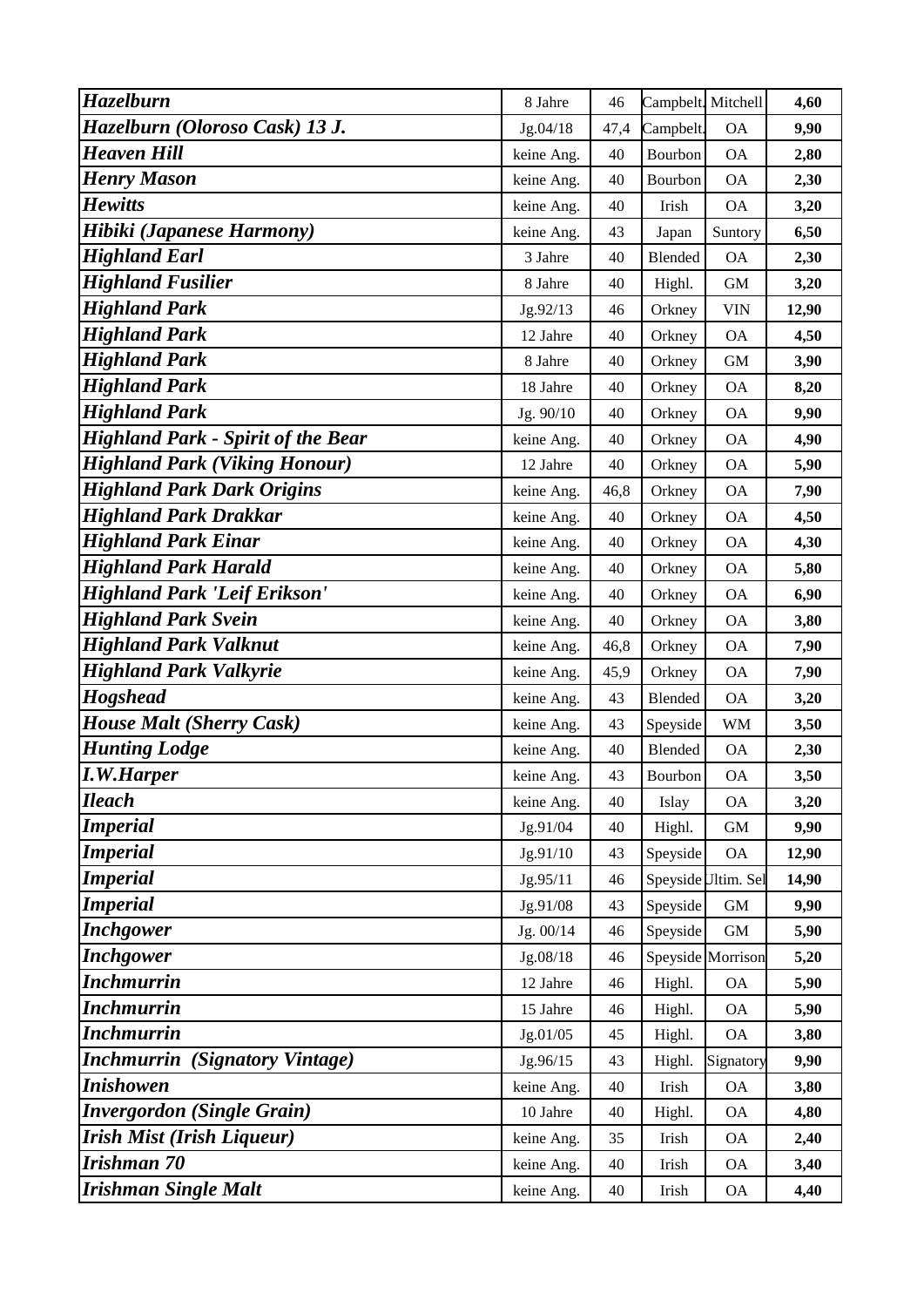| | | | | | |
|---|---|---|---|---|---|
| ***Hazelburn*** | 8 Jahre | 46 | Campbelt. | Mitchell | **4,60** |
| ***Hazelburn (Oloroso Cask) 13 J.*** | Jg.04/18 | 47,4 | Campbelt. | OA | **9,90** |
| ***Heaven Hill*** | keine Ang. | 40 | Bourbon | OA | **2,80** |
| ***Henry Mason*** | keine Ang. | 40 | Bourbon | OA | **2,30** |
| ***Hewitts*** | keine Ang. | 40 | Irish | OA | **3,20** |
| ***Hibiki (Japanese Harmony)*** | keine Ang. | 43 | Japan | Suntory | **6,50** |
| ***Highland Earl*** | 3 Jahre | 40 | Blended | OA | **2,30** |
| ***Highland Fusilier*** | 8 Jahre | 40 | Highl. | GM | **3,20** |
| ***Highland Park*** | Jg.92/13 | 46 | Orkney | VIN | **12,90** |
| ***Highland Park*** | 12 Jahre | 40 | Orkney | OA | **4,50** |
| ***Highland Park*** | 8 Jahre | 40 | Orkney | GM | **3,90** |
| ***Highland Park*** | 18 Jahre | 40 | Orkney | OA | **8,20** |
| ***Highland Park*** | Jg. 90/10 | 40 | Orkney | OA | **9,90** |
| ***Highland Park - Spirit of the Bear*** | keine Ang. | 40 | Orkney | OA | **4,90** |
| ***Highland Park (Viking Honour)*** | 12 Jahre | 40 | Orkney | OA | **5,90** |
| ***Highland Park Dark Origins*** | keine Ang. | 46,8 | Orkney | OA | **7,90** |
| ***Highland Park Drakkar*** | keine Ang. | 40 | Orkney | OA | **4,50** |
| ***Highland Park Einar*** | keine Ang. | 40 | Orkney | OA | **4,30** |
| ***Highland Park Harald*** | keine Ang. | 40 | Orkney | OA | **5,80** |
| ***Highland Park 'Leif Erikson'*** | keine Ang. | 40 | Orkney | OA | **6,90** |
| ***Highland Park Svein*** | keine Ang. | 40 | Orkney | OA | **3,80** |
| ***Highland Park Valknut*** | keine Ang. | 46,8 | Orkney | OA | **7,90** |
| ***Highland Park Valkyrie*** | keine Ang. | 45,9 | Orkney | OA | **7,90** |
| ***Hogshead*** | keine Ang. | 43 | Blended | OA | **3,20** |
| ***House Malt (Sherry Cask)*** | keine Ang. | 43 | Speyside | WM | **3,50** |
| ***Hunting Lodge*** | keine Ang. | 40 | Blended | OA | **2,30** |
| ***I.W.Harper*** | keine Ang. | 43 | Bourbon | OA | **3,50** |
| ***Ileach*** | keine Ang. | 40 | Islay | OA | **3,20** |
| ***Imperial*** | Jg.91/04 | 40 | Highl. | GM | **9,90** |
| ***Imperial*** | Jg.91/10 | 43 | Speyside | OA | **12,90** |
| ***Imperial*** | Jg.95/11 | 46 | Speyside | Ultim. Sel | **14,90** |
| ***Imperial*** | Jg.91/08 | 43 | Speyside | GM | **9,90** |
| ***Inchgower*** | Jg. 00/14 | 46 | Speyside | GM | **5,90** |
| ***Inchgower*** | Jg.08/18 | 46 | Speyside | Morrison | **5,20** |
| ***Inchmurrin*** | 12 Jahre | 46 | Highl. | OA | **5,90** |
| ***Inchmurrin*** | 15 Jahre | 46 | Highl. | OA | **5,90** |
| ***Inchmurrin*** | Jg.01/05 | 45 | Highl. | OA | **3,80** |
| ***Inchmurrin (Signatory Vintage)*** | Jg.96/15 | 43 | Highl. | Signatory | **9,90** |
| ***Inishowen*** | keine Ang. | 40 | Irish | OA | **3,80** |
| ***Invergordon (Single Grain)*** | 10 Jahre | 40 | Highl. | OA | **4,80** |
| ***Irish Mist (Irish Liqueur)*** | keine Ang. | 35 | Irish | OA | **2,40** |
| ***Irishman 70*** | keine Ang. | 40 | Irish | OA | **3,40** |
| ***Irishman Single Malt*** | keine Ang. | 40 | Irish | OA | **4,40** |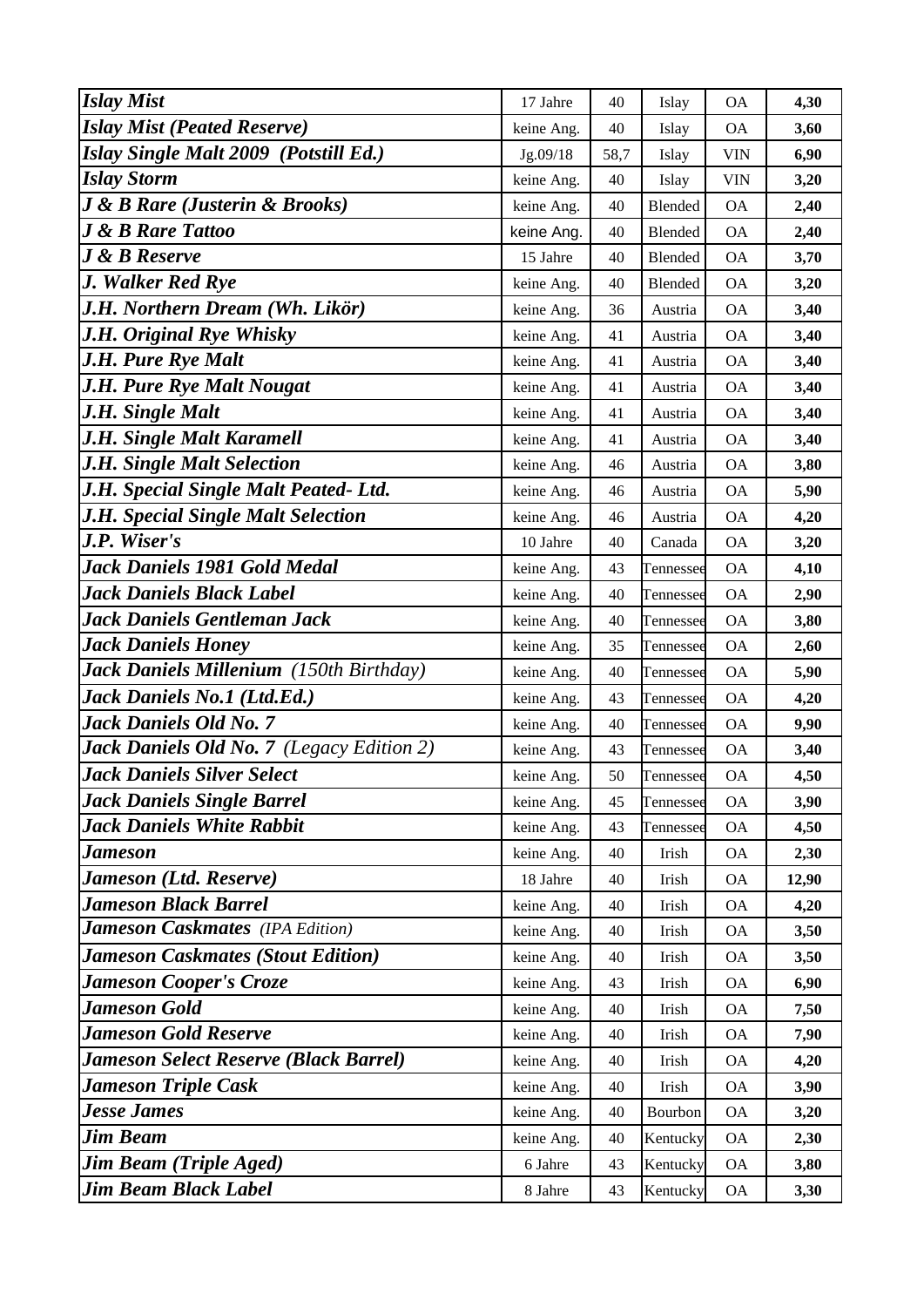| | | | | | |
|---|---|---|---|---|---|
| ***Islay Mist*** | 17 Jahre | 40 | Islay | OA | **4,30** |
| ***Islay Mist (Peated Reserve)*** | keine Ang. | 40 | Islay | OA | **3,60** |
| ***Islay Single Malt 2009 (Potstill Ed.)*** | Jg.09/18 | 58,7 | Islay | VIN | **6,90** |
| ***Islay Storm*** | keine Ang. | 40 | Islay | VIN | **3,20** |
| ***J & B Rare (Justerin & Brooks)*** | keine Ang. | 40 | Blended | OA | **2,40** |
| ***J & B Rare Tattoo*** | keine Ang. | 40 | Blended | OA | **2,40** |
| ***J & B Reserve*** | 15 Jahre | 40 | Blended | OA | **3,70** |
| ***J. Walker Red Rye*** | keine Ang. | 40 | Blended | OA | **3,20** |
| ***J.H. Northern Dream (Wh. Likör)*** | keine Ang. | 36 | Austria | OA | **3,40** |
| ***J.H. Original Rye Whisky*** | keine Ang. | 41 | Austria | OA | **3,40** |
| ***J.H. Pure Rye Malt*** | keine Ang. | 41 | Austria | OA | **3,40** |
| ***J.H. Pure Rye Malt Nougat*** | keine Ang. | 41 | Austria | OA | **3,40** |
| ***J.H. Single Malt*** | keine Ang. | 41 | Austria | OA | **3,40** |
| ***J.H. Single Malt Karamell*** | keine Ang. | 41 | Austria | OA | **3,40** |
| ***J.H. Single Malt Selection*** | keine Ang. | 46 | Austria | OA | **3,80** |
| ***J.H. Special Single Malt Peated- Ltd.*** | keine Ang. | 46 | Austria | OA | **5,90** |
| ***J.H. Special Single Malt Selection*** | keine Ang. | 46 | Austria | OA | **4,20** |
| ***J.P. Wiser's*** | 10 Jahre | 40 | Canada | OA | **3,20** |
| ***Jack Daniels 1981 Gold Medal*** | keine Ang. | 43 | Tennessee | OA | **4,10** |
| ***Jack Daniels Black Label*** | keine Ang. | 40 | Tennessee | OA | **2,90** |
| ***Jack Daniels Gentleman Jack*** | keine Ang. | 40 | Tennessee | OA | **3,80** |
| ***Jack Daniels Honey*** | keine Ang. | 35 | Tennessee | OA | **2,60** |
| ***Jack Daniels Millenium*** *(150th Birthday)* | keine Ang. | 40 | Tennessee | OA | **5,90** |
| ***Jack Daniels No.1 (Ltd.Ed.)*** | keine Ang. | 43 | Tennessee | OA | **4,20** |
| ***Jack Daniels Old No. 7*** | keine Ang. | 40 | Tennessee | OA | **9,90** |
| ***Jack Daniels Old No. 7*** *(Legacy Edition 2)* | keine Ang. | 43 | Tennessee | OA | **3,40** |
| ***Jack Daniels Silver Select*** | keine Ang. | 50 | Tennessee | OA | **4,50** |
| ***Jack Daniels Single Barrel*** | keine Ang. | 45 | Tennessee | OA | **3,90** |
| ***Jack Daniels White Rabbit*** | keine Ang. | 43 | Tennessee | OA | **4,50** |
| ***Jameson*** | keine Ang. | 40 | Irish | OA | **2,30** |
| ***Jameson (Ltd. Reserve)*** | 18 Jahre | 40 | Irish | OA | **12,90** |
| ***Jameson Black Barrel*** | keine Ang. | 40 | Irish | OA | **4,20** |
| ***Jameson Caskmates*** *(IPA Edition)* | keine Ang. | 40 | Irish | OA | **3,50** |
| ***Jameson Caskmates (Stout Edition)*** | keine Ang. | 40 | Irish | OA | **3,50** |
| ***Jameson Cooper's Croze*** | keine Ang. | 43 | Irish | OA | **6,90** |
| ***Jameson Gold*** | keine Ang. | 40 | Irish | OA | **7,50** |
| ***Jameson Gold Reserve*** | keine Ang. | 40 | Irish | OA | **7,90** |
| ***Jameson Select Reserve (Black Barrel)*** | keine Ang. | 40 | Irish | OA | **4,20** |
| ***Jameson Triple Cask*** | keine Ang. | 40 | Irish | OA | **3,90** |
| ***Jesse James*** | keine Ang. | 40 | Bourbon | OA | **3,20** |
| ***Jim Beam*** | keine Ang. | 40 | Kentucky | OA | **2,30** |
| ***Jim Beam (Triple Aged)*** | 6 Jahre | 43 | Kentucky | OA | **3,80** |
| ***Jim Beam Black Label*** | 8 Jahre | 43 | Kentucky | OA | **3,30** |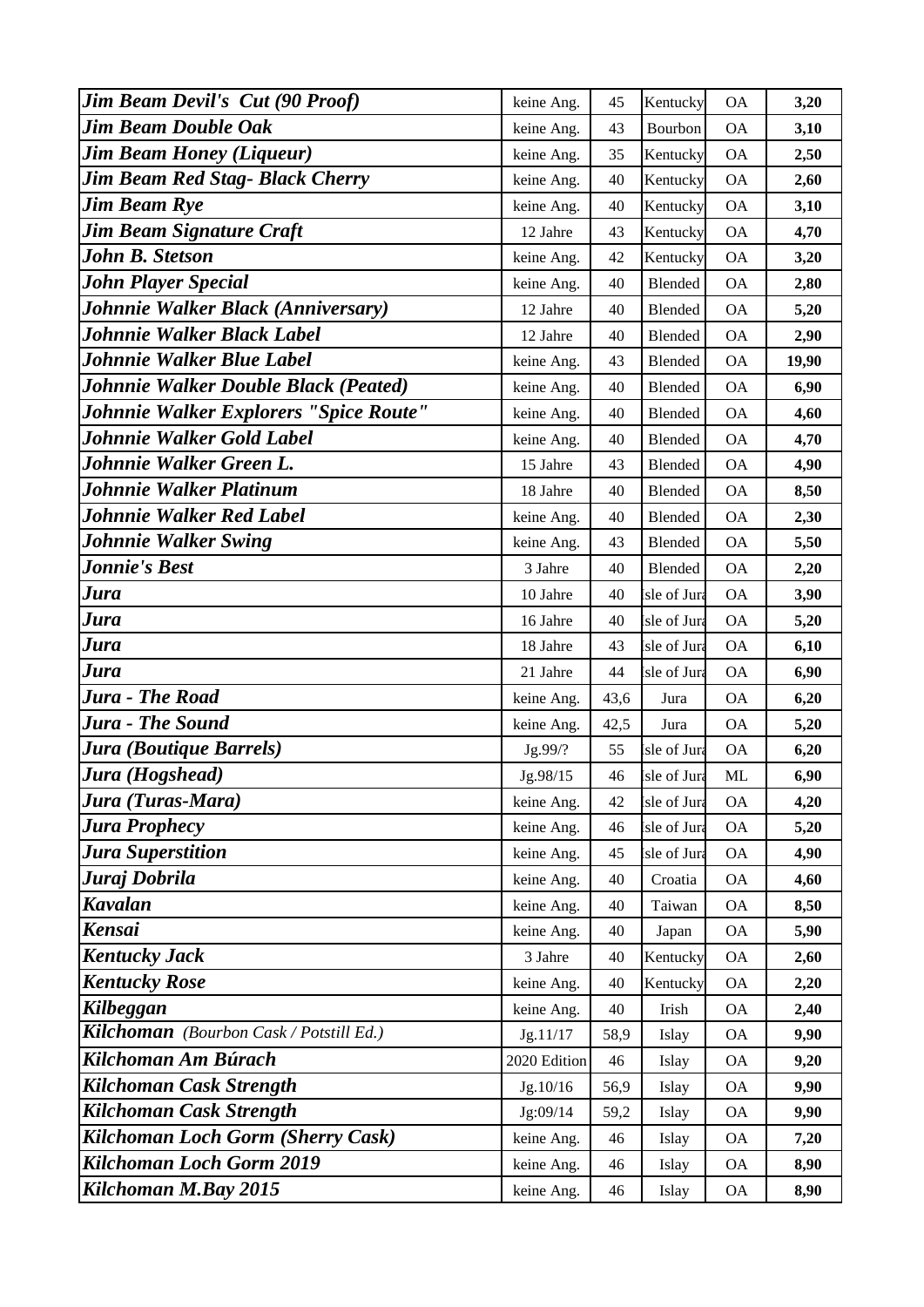| | | | | | |
|---|---|---|---|---|---|
| ***Jim Beam Devil's Cut (90 Proof)*** | keine Ang. | 45 | Kentucky | OA | **3,20** |
| ***Jim Beam Double Oak*** | keine Ang. | 43 | Bourbon | OA | **3,10** |
| ***Jim Beam Honey (Liqueur)*** | keine Ang. | 35 | Kentucky | OA | **2,50** |
| ***Jim Beam Red Stag- Black Cherry*** | keine Ang. | 40 | Kentucky | OA | **2,60** |
| ***Jim Beam Rye*** | keine Ang. | 40 | Kentucky | OA | **3,10** |
| ***Jim Beam Signature Craft*** | 12 Jahre | 43 | Kentucky | OA | **4,70** |
| ***John B. Stetson*** | keine Ang. | 42 | Kentucky | OA | **3,20** |
| ***John Player Special*** | keine Ang. | 40 | Blended | OA | **2,80** |
| ***Johnnie Walker Black (Anniversary)*** | 12 Jahre | 40 | Blended | OA | **5,20** |
| ***Johnnie Walker Black Label*** | 12 Jahre | 40 | Blended | OA | **2,90** |
| ***Johnnie Walker Blue Label*** | keine Ang. | 43 | Blended | OA | **19,90** |
| ***Johnnie Walker Double Black (Peated)*** | keine Ang. | 40 | Blended | OA | **6,90** |
| ***Johnnie Walker Explorers "Spice Route"*** | keine Ang. | 40 | Blended | OA | **4,60** |
| ***Johnnie Walker Gold Label*** | keine Ang. | 40 | Blended | OA | **4,70** |
| ***Johnnie Walker Green L.*** | 15 Jahre | 43 | Blended | OA | **4,90** |
| ***Johnnie Walker Platinum*** | 18 Jahre | 40 | Blended | OA | **8,50** |
| ***Johnnie Walker Red Label*** | keine Ang. | 40 | Blended | OA | **2,30** |
| ***Johnnie Walker Swing*** | keine Ang. | 43 | Blended | OA | **5,50** |
| ***Jonnie's Best*** | 3 Jahre | 40 | Blended | OA | **2,20** |
| ***Jura*** | 10 Jahre | 40 | Isle of Jura | OA | **3,90** |
| ***Jura*** | 16 Jahre | 40 | Isle of Jura | OA | **5,20** |
| ***Jura*** | 18 Jahre | 43 | Isle of Jura | OA | **6,10** |
| ***Jura*** | 21 Jahre | 44 | Isle of Jura | OA | **6,90** |
| ***Jura - The Road*** | keine Ang. | 43,6 | Jura | OA | **6,20** |
| ***Jura - The Sound*** | keine Ang. | 42,5 | Jura | OA | **5,20** |
| ***Jura (Boutique Barrels)*** | Jg.99/? | 55 | Isle of Jura | OA | **6,20** |
| ***Jura (Hogshead)*** | Jg.98/15 | 46 | Isle of Jura | ML | **6,90** |
| ***Jura (Turas-Mara)*** | keine Ang. | 42 | Isle of Jura | OA | **4,20** |
| ***Jura Prophecy*** | keine Ang. | 46 | Isle of Jura | OA | **5,20** |
| ***Jura Superstition*** | keine Ang. | 45 | Isle of Jura | OA | **4,90** |
| ***Juraj Dobrila*** | keine Ang. | 40 | Croatia | OA | **4,60** |
| ***Kavalan*** | keine Ang. | 40 | Taiwan | OA | **8,50** |
| ***Kensai*** | keine Ang. | 40 | Japan | OA | **5,90** |
| ***Kentucky Jack*** | 3 Jahre | 40 | Kentucky | OA | **2,60** |
| ***Kentucky Rose*** | keine Ang. | 40 | Kentucky | OA | **2,20** |
| ***Kilbeggan*** | keine Ang. | 40 | Irish | OA | **2,40** |
| ***Kilchoman*** *(Bourbon Cask / Potstill Ed.)* | Jg.11/17 | 58,9 | Islay | OA | **9,90** |
| ***Kilchoman Am Búrach*** | 2020 Edition | 46 | Islay | OA | **9,20** |
| ***Kilchoman Cask Strength*** | Jg.10/16 | 56,9 | Islay | OA | **9,90** |
| ***Kilchoman Cask Strength*** | Jg:09/14 | 59,2 | Islay | OA | **9,90** |
| ***Kilchoman Loch Gorm (Sherry Cask)*** | keine Ang. | 46 | Islay | OA | **7,20** |
| ***Kilchoman Loch Gorm 2019*** | keine Ang. | 46 | Islay | OA | **8,90** |
| ***Kilchoman M.Bay 2015*** | keine Ang. | 46 | Islay | OA | **8,90** |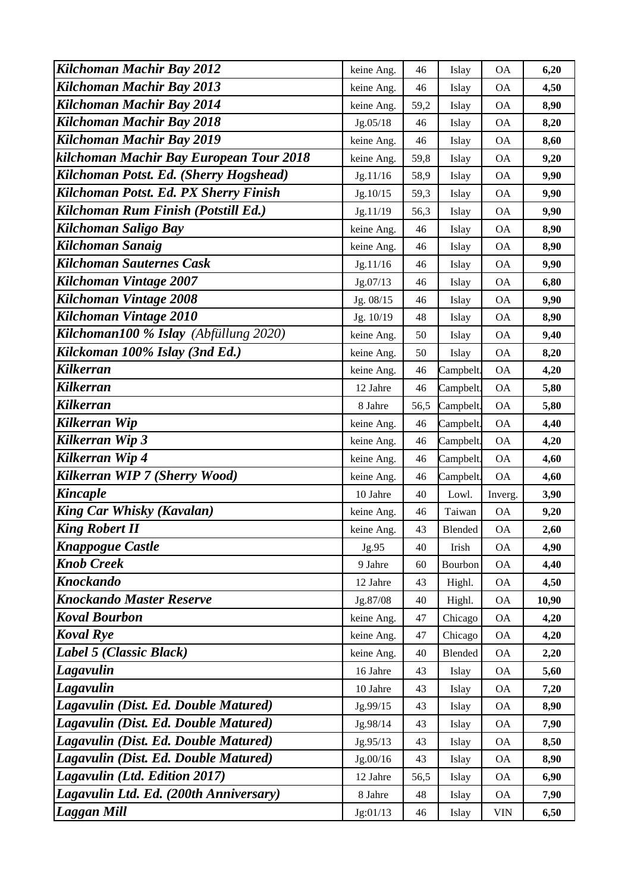| | | | | | |
|---|---|---|---|---|---|
| ***Kilchoman Machir Bay 2012*** | keine Ang. | 46 | Islay | OA | **6,20** |
| ***Kilchoman Machir Bay 2013*** | keine Ang. | 46 | Islay | OA | **4,50** |
| ***Kilchoman Machir Bay 2014*** | keine Ang. | 59,2 | Islay | OA | **8,90** |
| ***Kilchoman Machir Bay 2018*** | Jg.05/18 | 46 | Islay | OA | **8,20** |
| ***Kilchoman Machir Bay 2019*** | keine Ang. | 46 | Islay | OA | **8,60** |
| ***kilchoman Machir Bay European Tour 2018*** | keine Ang. | 59,8 | Islay | OA | **9,20** |
| ***Kilchoman Potst. Ed. (Sherry Hogshead)*** | Jg.11/16 | 58,9 | Islay | OA | **9,90** |
| ***Kilchoman Potst. Ed. PX Sherry Finish*** | Jg.10/15 | 59,3 | Islay | OA | **9,90** |
| ***Kilchoman Rum Finish (Potstill Ed.)*** | Jg.11/19 | 56,3 | Islay | OA | **9,90** |
| ***Kilchoman Saligo Bay*** | keine Ang. | 46 | Islay | OA | **8,90** |
| ***Kilchoman Sanaig*** | keine Ang. | 46 | Islay | OA | **8,90** |
| ***Kilchoman Sauternes Cask*** | Jg.11/16 | 46 | Islay | OA | **9,90** |
| ***Kilchoman Vintage 2007*** | Jg.07/13 | 46 | Islay | OA | **6,80** |
| ***Kilchoman Vintage 2008*** | Jg. 08/15 | 46 | Islay | OA | **9,90** |
| ***Kilchoman Vintage 2010*** | Jg. 10/19 | 48 | Islay | OA | **8,90** |
| ***Kilchoman100 % Islay*** *(Abfüllung 2020)* | keine Ang. | 50 | Islay | OA | **9,40** |
| ***Kilckoman 100% Islay (3nd Ed.)*** | keine Ang. | 50 | Islay | OA | **8,20** |
| ***Kilkerran*** | keine Ang. | 46 | Campbelt. | OA | **4,20** |
| ***Kilkerran*** | 12 Jahre | 46 | Campbelt. | OA | **5,80** |
| ***Kilkerran*** | 8 Jahre | 56,5 | Campbelt. | OA | **5,80** |
| ***Kilkerran Wip*** | keine Ang. | 46 | Campbelt. | OA | **4,40** |
| ***Kilkerran Wip 3*** | keine Ang. | 46 | Campbelt. | OA | **4,20** |
| ***Kilkerran Wip 4*** | keine Ang. | 46 | Campbelt. | OA | **4,60** |
| ***Kilkerran WIP 7 (Sherry Wood)*** | keine Ang. | 46 | Campbelt. | OA | **4,60** |
| ***Kincaple*** | 10 Jahre | 40 | Lowl. | Inverg. | **3,90** |
| ***King Car Whisky (Kavalan)*** | keine Ang. | 46 | Taiwan | OA | **9,20** |
| ***King Robert II*** | keine Ang. | 43 | Blended | OA | **2,60** |
| ***Knappogue Castle*** | Jg.95 | 40 | Irish | OA | **4,90** |
| ***Knob Creek*** | 9 Jahre | 60 | Bourbon | OA | **4,40** |
| ***Knockando*** | 12 Jahre | 43 | Highl. | OA | **4,50** |
| ***Knockando Master Reserve*** | Jg.87/08 | 40 | Highl. | OA | **10,90** |
| ***Koval Bourbon*** | keine Ang. | 47 | Chicago | OA | **4,20** |
| ***Koval Rye*** | keine Ang. | 47 | Chicago | OA | **4,20** |
| ***Label 5 (Classic Black)*** | keine Ang. | 40 | Blended | OA | **2,20** |
| ***Lagavulin*** | 16 Jahre | 43 | Islay | OA | **5,60** |
| ***Lagavulin*** | 10 Jahre | 43 | Islay | OA | **7,20** |
| ***Lagavulin (Dist. Ed. Double Matured)*** | Jg.99/15 | 43 | Islay | OA | **8,90** |
| ***Lagavulin (Dist. Ed. Double Matured)*** | Jg.98/14 | 43 | Islay | OA | **7,90** |
| ***Lagavulin (Dist. Ed. Double Matured)*** | Jg.95/13 | 43 | Islay | OA | **8,50** |
| ***Lagavulin (Dist. Ed. Double Matured)*** | Jg.00/16 | 43 | Islay | OA | **8,90** |
| ***Lagavulin (Ltd. Edition 2017)*** | 12 Jahre | 56,5 | Islay | OA | **6,90** |
| ***Lagavulin Ltd. Ed. (200th Anniversary)*** | 8 Jahre | 48 | Islay | OA | **7,90** |
| ***Laggan Mill*** | Jg:01/13 | 46 | Islay | VIN | **6,50** |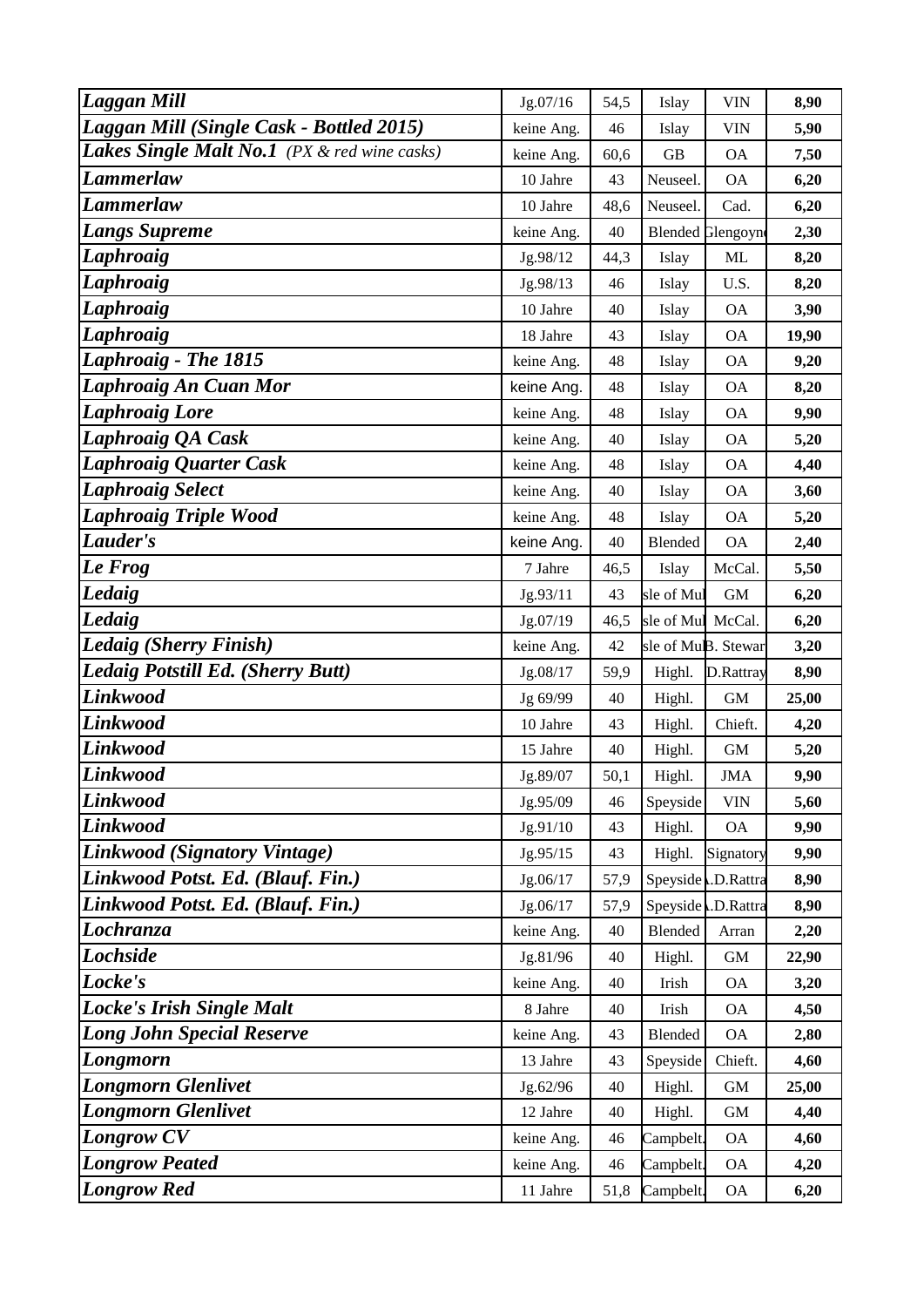| | | | | | |
|---|---|---|---|---|---|
| ***Laggan Mill*** | Jg.07/16 | 54,5 | Islay | VIN | **8,90** |
| ***Laggan Mill (Single Cask - Bottled 2015)*** | keine Ang. | 46 | Islay | VIN | **5,90** |
| ***Lakes Single Malt No.1*** *(PX & red wine casks)* | keine Ang. | 60,6 | GB | OA | **7,50** |
| ***Lammerlaw*** | 10 Jahre | 43 | Neuseel. | OA | **6,20** |
| ***Lammerlaw*** | 10 Jahre | 48,6 | Neuseel. | Cad. | **6,20** |
| ***Langs Supreme*** | keine Ang. | 40 | Blended | Glengoyne | **2,30** |
| ***Laphroaig*** | Jg.98/12 | 44,3 | Islay | ML | **8,20** |
| ***Laphroaig*** | Jg.98/13 | 46 | Islay | U.S. | **8,20** |
| ***Laphroaig*** | 10 Jahre | 40 | Islay | OA | **3,90** |
| ***Laphroaig*** | 18 Jahre | 43 | Islay | OA | **19,90** |
| ***Laphroaig - The 1815*** | keine Ang. | 48 | Islay | OA | **9,20** |
| ***Laphroaig An Cuan Mor*** | keine Ang. | 48 | Islay | OA | **8,20** |
| ***Laphroaig Lore*** | keine Ang. | 48 | Islay | OA | **9,90** |
| ***Laphroaig QA Cask*** | keine Ang. | 40 | Islay | OA | **5,20** |
| ***Laphroaig Quarter Cask*** | keine Ang. | 48 | Islay | OA | **4,40** |
| ***Laphroaig Select*** | keine Ang. | 40 | Islay | OA | **3,60** |
| ***Laphroaig Triple Wood*** | keine Ang. | 48 | Islay | OA | **5,20** |
| ***Lauder's*** | keine Ang. | 40 | Blended | OA | **2,40** |
| ***Le Frog*** | 7 Jahre | 46,5 | Islay | McCal. | **5,50** |
| ***Ledaig*** | Jg.93/11 | 43 | Isle of Mull | GM | **6,20** |
| ***Ledaig*** | Jg.07/19 | 46,5 | Isle of Mull | McCal. | **6,20** |
| ***Ledaig (Sherry Finish)*** | keine Ang. | 42 | Isle of Mull | B. Stewart | **3,20** |
| ***Ledaig Potstill Ed. (Sherry Butt)*** | Jg.08/17 | 59,9 | Highl. | D.Rattray | **8,90** |
| ***Linkwood*** | Jg 69/99 | 40 | Highl. | GM | **25,00** |
| ***Linkwood*** | 10 Jahre | 43 | Highl. | Chieft. | **4,20** |
| ***Linkwood*** | 15 Jahre | 40 | Highl. | GM | **5,20** |
| ***Linkwood*** | Jg.89/07 | 50,1 | Highl. | JMA | **9,90** |
| ***Linkwood*** | Jg.95/09 | 46 | Speyside | VIN | **5,60** |
| ***Linkwood*** | Jg.91/10 | 43 | Highl. | OA | **9,90** |
| ***Linkwood (Signatory Vintage)*** | Jg.95/15 | 43 | Highl. | Signatory | **9,90** |
| ***Linkwood Potst. Ed. (Blauf. Fin.)*** | Jg.06/17 | 57,9 | Speyside | A.D.Rattray | **8,90** |
| ***Linkwood Potst. Ed. (Blauf. Fin.)*** | Jg.06/17 | 57,9 | Speyside | A.D.Rattray | **8,90** |
| ***Lochranza*** | keine Ang. | 40 | Blended | Arran | **2,20** |
| ***Lochside*** | Jg.81/96 | 40 | Highl. | GM | **22,90** |
| ***Locke's*** | keine Ang. | 40 | Irish | OA | **3,20** |
| ***Locke's Irish Single Malt*** | 8 Jahre | 40 | Irish | OA | **4,50** |
| ***Long John Special Reserve*** | keine Ang. | 43 | Blended | OA | **2,80** |
| ***Longmorn*** | 13 Jahre | 43 | Speyside | Chieft. | **4,60** |
| ***Longmorn Glenlivet*** | Jg.62/96 | 40 | Highl. | GM | **25,00** |
| ***Longmorn Glenlivet*** | 12 Jahre | 40 | Highl. | GM | **4,40** |
| ***Longrow CV*** | keine Ang. | 46 | Campbelt. | OA | **4,60** |
| ***Longrow Peated*** | keine Ang. | 46 | Campbelt. | OA | **4,20** |
| ***Longrow Red*** | 11 Jahre | 51,8 | Campbelt. | OA | **6,20** |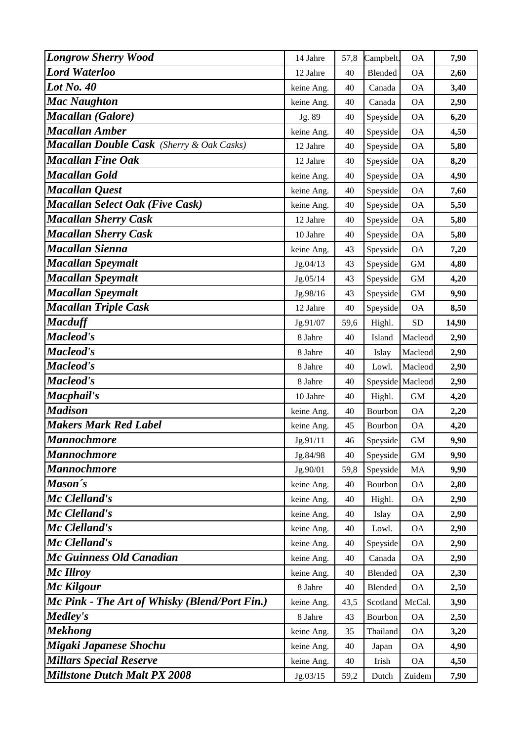| | | | | | |
|---|---|---|---|---|---|
| ***Longrow Sherry Wood*** | 14 Jahre | 57,8 | Campbelt. | OA | **7,90** |
| ***Lord Waterloo*** | 12 Jahre | 40 | Blended | OA | **2,60** |
| ***Lot No. 40*** | keine Ang. | 40 | Canada | OA | **3,40** |
| ***Mac Naughton*** | keine Ang. | 40 | Canada | OA | **2,90** |
| ***Macallan (Galore)*** | Jg. 89 | 40 | Speyside | OA | **6,20** |
| ***Macallan Amber*** | keine Ang. | 40 | Speyside | OA | **4,50** |
| ***Macallan Double Cask** (Sherry & Oak Casks)* | 12 Jahre | 40 | Speyside | OA | **5,80** |
| ***Macallan Fine Oak*** | 12 Jahre | 40 | Speyside | OA | **8,20** |
| ***Macallan Gold*** | keine Ang. | 40 | Speyside | OA | **4,90** |
| ***Macallan Quest*** | keine Ang. | 40 | Speyside | OA | **7,60** |
| ***Macallan Select Oak (Five Cask)*** | keine Ang. | 40 | Speyside | OA | **5,50** |
| ***Macallan Sherry Cask*** | 12 Jahre | 40 | Speyside | OA | **5,80** |
| ***Macallan Sherry Cask*** | 10 Jahre | 40 | Speyside | OA | **5,80** |
| ***Macallan Sienna*** | keine Ang. | 43 | Speyside | OA | **7,20** |
| ***Macallan Speymalt*** | Jg.04/13 | 43 | Speyside | GM | **4,80** |
| ***Macallan Speymalt*** | Jg.05/14 | 43 | Speyside | GM | **4,20** |
| ***Macallan Speymalt*** | Jg.98/16 | 43 | Speyside | GM | **9,90** |
| ***Macallan Triple Cask*** | 12 Jahre | 40 | Speyside | OA | **8,50** |
| ***Macduff*** | Jg.91/07 | 59,6 | Highl. | SD | **14,90** |
| ***Macleod's*** | 8 Jahre | 40 | Island | Macleod | **2,90** |
| ***Macleod's*** | 8 Jahre | 40 | Islay | Macleod | **2,90** |
| ***Macleod's*** | 8 Jahre | 40 | Lowl. | Macleod | **2,90** |
| ***Macleod's*** | 8 Jahre | 40 | Speyside | Macleod | **2,90** |
| ***Macphail's*** | 10 Jahre | 40 | Highl. | GM | **4,20** |
| ***Madison*** | keine Ang. | 40 | Bourbon | OA | **2,20** |
| ***Makers Mark Red Label*** | keine Ang. | 45 | Bourbon | OA | **4,20** |
| ***Mannochmore*** | Jg.91/11 | 46 | Speyside | GM | **9,90** |
| ***Mannochmore*** | Jg.84/98 | 40 | Speyside | GM | **9,90** |
| ***Mannochmore*** | Jg.90/01 | 59,8 | Speyside | MA | **9,90** |
| ***Mason´s*** | keine Ang. | 40 | Bourbon | OA | **2,80** |
| ***Mc Clelland's*** | keine Ang. | 40 | Highl. | OA | **2,90** |
| ***Mc Clelland's*** | keine Ang. | 40 | Islay | OA | **2,90** |
| ***Mc Clelland's*** | keine Ang. | 40 | Lowl. | OA | **2,90** |
| ***Mc Clelland's*** | keine Ang. | 40 | Speyside | OA | **2,90** |
| ***Mc Guinness Old Canadian*** | keine Ang. | 40 | Canada | OA | **2,90** |
| ***Mc Illroy*** | keine Ang. | 40 | Blended | OA | **2,30** |
| ***Mc Kilgour*** | 8 Jahre | 40 | Blended | OA | **2,50** |
| ***Mc Pink - The Art of Whisky (Blend/Port Fin.)*** | keine Ang. | 43,5 | Scotland | McCal. | **3,90** |
| ***Medley's*** | 8 Jahre | 43 | Bourbon | OA | **2,50** |
| ***Mekhong*** | keine Ang. | 35 | Thailand | OA | **3,20** |
| ***Migaki Japanese Shochu*** | keine Ang. | 40 | Japan | OA | **4,90** |
| ***Millars Special Reserve*** | keine Ang. | 40 | Irish | OA | **4,50** |
| ***Millstone Dutch Malt PX 2008*** | Jg.03/15 | 59,2 | Dutch | Zuidem | **7,90** |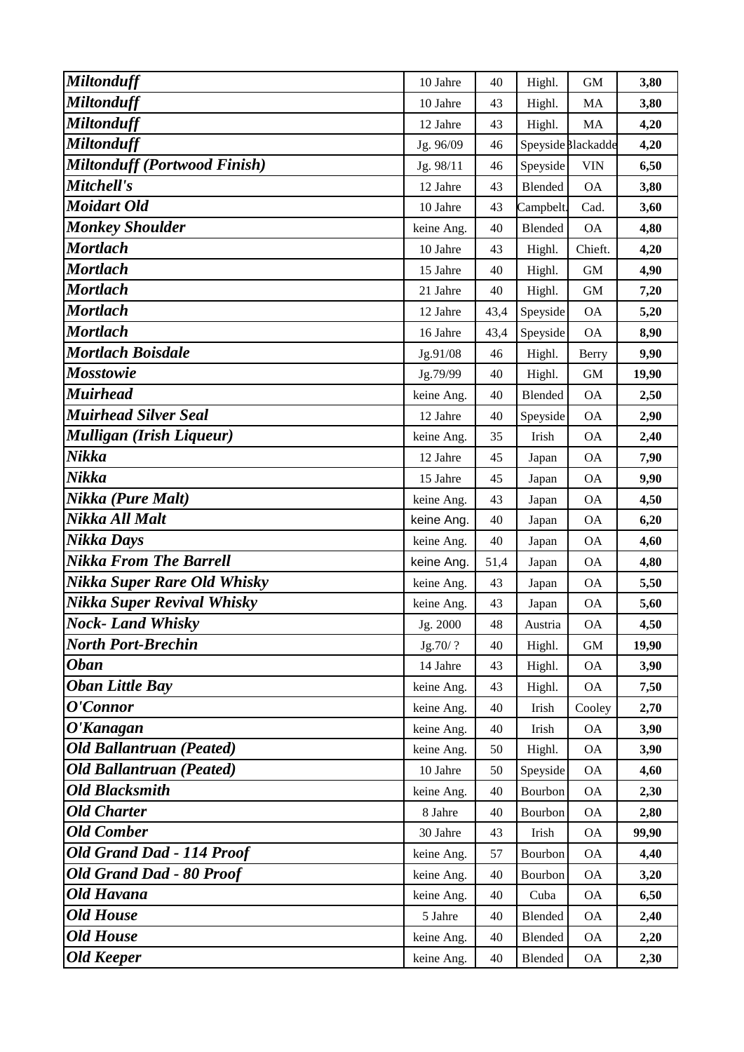| | | | | | |
|---|---|---|---|---|---|
| ***Miltonduff*** | 10 Jahre | 40 | Highl. | GM | **3,80** |
| ***Miltonduff*** | 10 Jahre | 43 | Highl. | MA | **3,80** |
| ***Miltonduff*** | 12 Jahre | 43 | Highl. | MA | **4,20** |
| ***Miltonduff*** | Jg. 96/09 | 46 | Speyside | Blackadde | **4,20** |
| ***Miltonduff (Portwood Finish)*** | Jg. 98/11 | 46 | Speyside | VIN | **6,50** |
| ***Mitchell's*** | 12 Jahre | 43 | Blended | OA | **3,80** |
| ***Moidart Old*** | 10 Jahre | 43 | Campbelt. | Cad. | **3,60** |
| ***Monkey Shoulder*** | keine Ang. | 40 | Blended | OA | **4,80** |
| ***Mortlach*** | 10 Jahre | 43 | Highl. | Chieft. | **4,20** |
| ***Mortlach*** | 15 Jahre | 40 | Highl. | GM | **4,90** |
| ***Mortlach*** | 21 Jahre | 40 | Highl. | GM | **7,20** |
| ***Mortlach*** | 12 Jahre | 43,4 | Speyside | OA | **5,20** |
| ***Mortlach*** | 16 Jahre | 43,4 | Speyside | OA | **8,90** |
| ***Mortlach Boisdale*** | Jg.91/08 | 46 | Highl. | Berry | **9,90** |
| ***Mosstowie*** | Jg.79/99 | 40 | Highl. | GM | **19,90** |
| ***Muirhead*** | keine Ang. | 40 | Blended | OA | **2,50** |
| ***Muirhead Silver Seal*** | 12 Jahre | 40 | Speyside | OA | **2,90** |
| ***Mulligan (Irish Liqueur)*** | keine Ang. | 35 | Irish | OA | **2,40** |
| ***Nikka*** | 12 Jahre | 45 | Japan | OA | **7,90** |
| ***Nikka*** | 15 Jahre | 45 | Japan | OA | **9,90** |
| ***Nikka (Pure Malt)*** | keine Ang. | 43 | Japan | OA | **4,50** |
| ***Nikka All Malt*** | keine Ang. | 40 | Japan | OA | **6,20** |
| ***Nikka Days*** | keine Ang. | 40 | Japan | OA | **4,60** |
| ***Nikka From The Barrell*** | keine Ang. | 51,4 | Japan | OA | **4,80** |
| ***Nikka Super Rare Old Whisky*** | keine Ang. | 43 | Japan | OA | **5,50** |
| ***Nikka Super Revival Whisky*** | keine Ang. | 43 | Japan | OA | **5,60** |
| ***Nock- Land Whisky*** | Jg. 2000 | 48 | Austria | OA | **4,50** |
| ***North Port-Brechin*** | Jg.70/ ? | 40 | Highl. | GM | **19,90** |
| ***Oban*** | 14 Jahre | 43 | Highl. | OA | **3,90** |
| ***Oban Little Bay*** | keine Ang. | 43 | Highl. | OA | **7,50** |
| ***O'Connor*** | keine Ang. | 40 | Irish | Cooley | **2,70** |
| ***O'Kanagan*** | keine Ang. | 40 | Irish | OA | **3,90** |
| ***Old Ballantruan (Peated)*** | keine Ang. | 50 | Highl. | OA | **3,90** |
| ***Old Ballantruan (Peated)*** | 10 Jahre | 50 | Speyside | OA | **4,60** |
| ***Old Blacksmith*** | keine Ang. | 40 | Bourbon | OA | **2,30** |
| ***Old Charter*** | 8 Jahre | 40 | Bourbon | OA | **2,80** |
| ***Old Comber*** | 30 Jahre | 43 | Irish | OA | **99,90** |
| ***Old Grand Dad - 114 Proof*** | keine Ang. | 57 | Bourbon | OA | **4,40** |
| ***Old Grand Dad - 80 Proof*** | keine Ang. | 40 | Bourbon | OA | **3,20** |
| ***Old Havana*** | keine Ang. | 40 | Cuba | OA | **6,50** |
| ***Old House*** | 5 Jahre | 40 | Blended | OA | **2,40** |
| ***Old House*** | keine Ang. | 40 | Blended | OA | **2,20** |
| ***Old Keeper*** | keine Ang. | 40 | Blended | OA | **2,30** |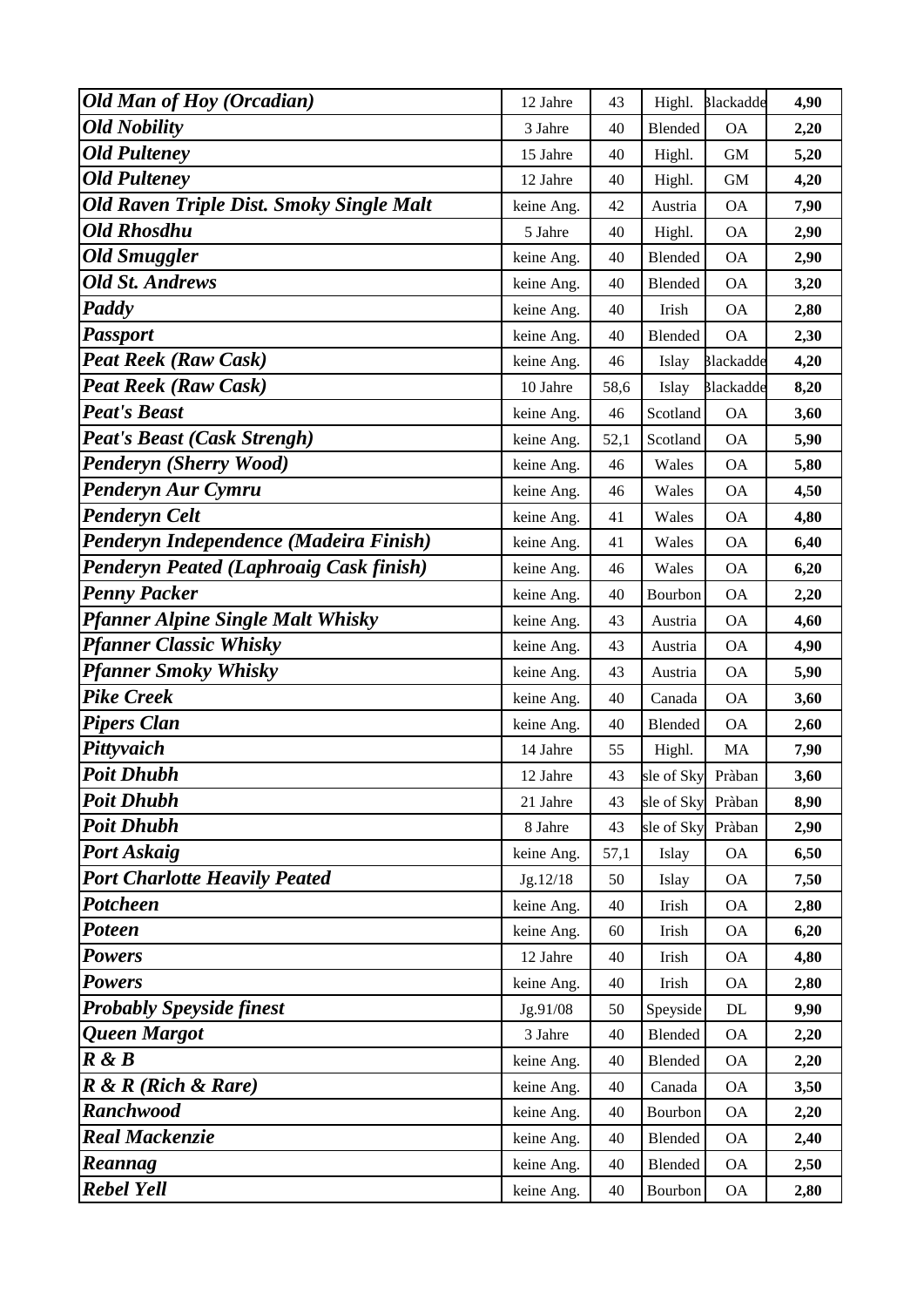| | | | | | |
|---|---|---|---|---|---|
| ***Old Man of Hoy (Orcadian)*** | 12 Jahre | 43 | Highl. | Blackadde | **4,90** |
| ***Old Nobility*** | 3 Jahre | 40 | Blended | OA | **2,20** |
| ***Old Pulteney*** | 15 Jahre | 40 | Highl. | GM | **5,20** |
| ***Old Pulteney*** | 12 Jahre | 40 | Highl. | GM | **4,20** |
| ***Old Raven Triple Dist. Smoky Single Malt*** | keine Ang. | 42 | Austria | OA | **7,90** |
| ***Old Rhosdhu*** | 5 Jahre | 40 | Highl. | OA | **2,90** |
| ***Old Smuggler*** | keine Ang. | 40 | Blended | OA | **2,90** |
| ***Old St. Andrews*** | keine Ang. | 40 | Blended | OA | **3,20** |
| ***Paddy*** | keine Ang. | 40 | Irish | OA | **2,80** |
| ***Passport*** | keine Ang. | 40 | Blended | OA | **2,30** |
| ***Peat Reek (Raw Cask)*** | keine Ang. | 46 | Islay | Blackadde | **4,20** |
| ***Peat Reek (Raw Cask)*** | 10 Jahre | 58,6 | Islay | Blackadde | **8,20** |
| ***Peat's Beast*** | keine Ang. | 46 | Scotland | OA | **3,60** |
| ***Peat's Beast (Cask Strengh)*** | keine Ang. | 52,1 | Scotland | OA | **5,90** |
| ***Penderyn (Sherry Wood)*** | keine Ang. | 46 | Wales | OA | **5,80** |
| ***Penderyn Aur Cymru*** | keine Ang. | 46 | Wales | OA | **4,50** |
| ***Penderyn Celt*** | keine Ang. | 41 | Wales | OA | **4,80** |
| ***Penderyn Independence (Madeira Finish)*** | keine Ang. | 41 | Wales | OA | **6,40** |
| ***Penderyn Peated (Laphroaig Cask finish)*** | keine Ang. | 46 | Wales | OA | **6,20** |
| ***Penny Packer*** | keine Ang. | 40 | Bourbon | OA | **2,20** |
| ***Pfanner Alpine Single Malt Whisky*** | keine Ang. | 43 | Austria | OA | **4,60** |
| ***Pfanner Classic Whisky*** | keine Ang. | 43 | Austria | OA | **4,90** |
| ***Pfanner Smoky Whisky*** | keine Ang. | 43 | Austria | OA | **5,90** |
| ***Pike Creek*** | keine Ang. | 40 | Canada | OA | **3,60** |
| ***Pipers Clan*** | keine Ang. | 40 | Blended | OA | **2,60** |
| ***Pittyvaich*** | 14 Jahre | 55 | Highl. | MA | **7,90** |
| ***Poit Dhubh*** | 12 Jahre | 43 | sle of Sky | Pràban | **3,60** |
| ***Poit Dhubh*** | 21 Jahre | 43 | sle of Sky | Pràban | **8,90** |
| ***Poit Dhubh*** | 8 Jahre | 43 | sle of Sky | Pràban | **2,90** |
| ***Port Askaig*** | keine Ang. | 57,1 | Islay | OA | **6,50** |
| ***Port Charlotte Heavily Peated*** | Jg.12/18 | 50 | Islay | OA | **7,50** |
| ***Potcheen*** | keine Ang. | 40 | Irish | OA | **2,80** |
| ***Poteen*** | keine Ang. | 60 | Irish | OA | **6,20** |
| ***Powers*** | 12 Jahre | 40 | Irish | OA | **4,80** |
| ***Powers*** | keine Ang. | 40 | Irish | OA | **2,80** |
| ***Probably Speyside finest*** | Jg.91/08 | 50 | Speyside | DL | **9,90** |
| ***Queen Margot*** | 3 Jahre | 40 | Blended | OA | **2,20** |
| ***R & B*** | keine Ang. | 40 | Blended | OA | **2,20** |
| ***R & R (Rich & Rare)*** | keine Ang. | 40 | Canada | OA | **3,50** |
| ***Ranchwood*** | keine Ang. | 40 | Bourbon | OA | **2,20** |
| ***Real Mackenzie*** | keine Ang. | 40 | Blended | OA | **2,40** |
| ***Reannag*** | keine Ang. | 40 | Blended | OA | **2,50** |
| ***Rebel Yell*** | keine Ang. | 40 | Bourbon | OA | **2,80** |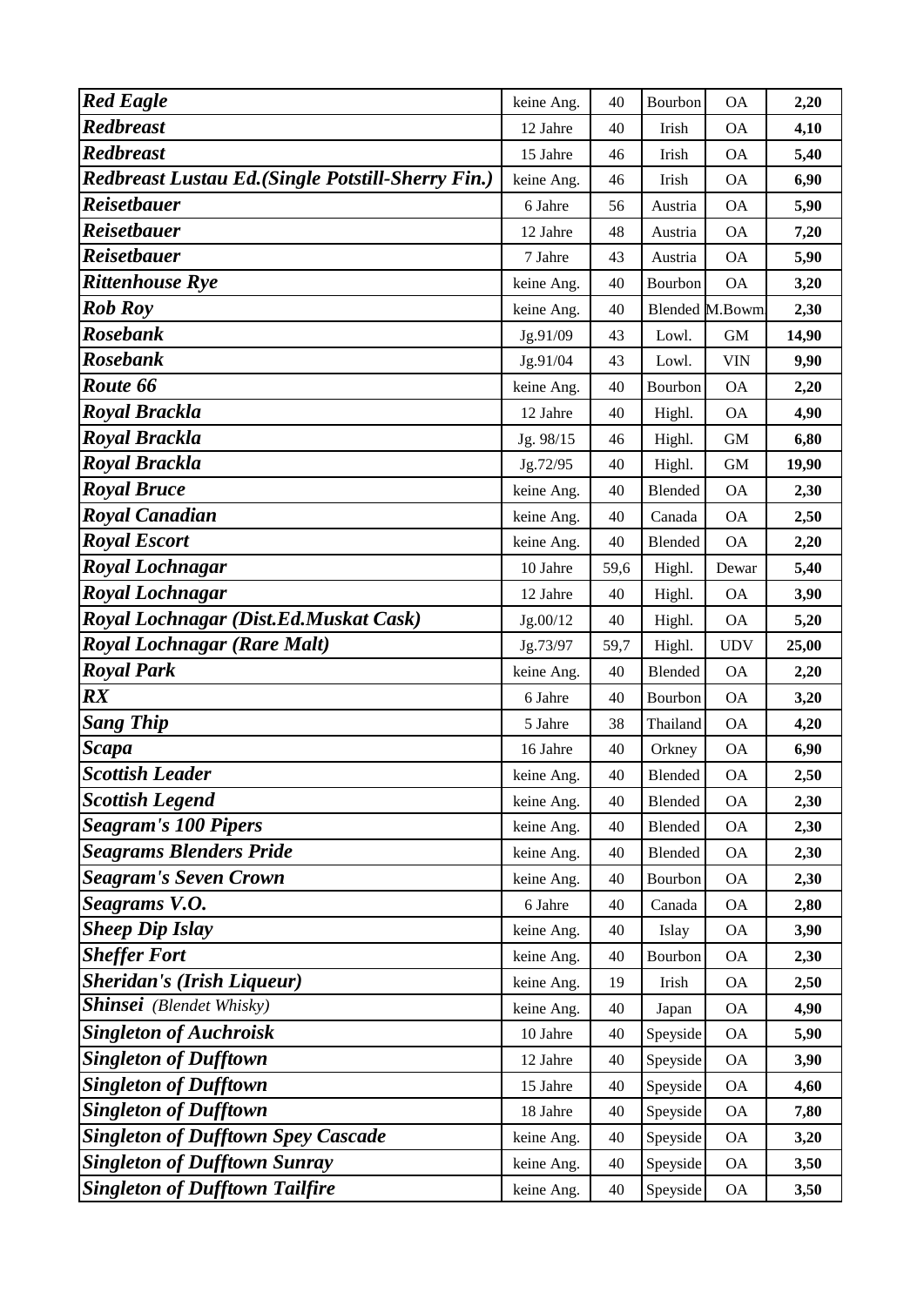| | | | | | |
|---|---|---|---|---|---|
| ***Red Eagle*** | keine Ang. | 40 | Bourbon | OA | **2,20** |
| ***Redbreast*** | 12 Jahre | 40 | Irish | OA | **4,10** |
| ***Redbreast*** | 15 Jahre | 46 | Irish | OA | **5,40** |
| ***Redbreast Lustau Ed.(Single Potstill-Sherry Fin.)*** | keine Ang. | 46 | Irish | OA | **6,90** |
| ***Reisetbauer*** | 6 Jahre | 56 | Austria | OA | **5,90** |
| ***Reisetbauer*** | 12 Jahre | 48 | Austria | OA | **7,20** |
| ***Reisetbauer*** | 7 Jahre | 43 | Austria | OA | **5,90** |
| ***Rittenhouse Rye*** | keine Ang. | 40 | Bourbon | OA | **3,20** |
| ***Rob Roy*** | keine Ang. | 40 | Blended | M.Bowm. | **2,30** |
| ***Rosebank*** | Jg.91/09 | 43 | Lowl. | GM | **14,90** |
| ***Rosebank*** | Jg.91/04 | 43 | Lowl. | VIN | **9,90** |
| ***Route 66*** | keine Ang. | 40 | Bourbon | OA | **2,20** |
| ***Royal Brackla*** | 12 Jahre | 40 | Highl. | OA | **4,90** |
| ***Royal Brackla*** | Jg. 98/15 | 46 | Highl. | GM | **6,80** |
| ***Royal Brackla*** | Jg.72/95 | 40 | Highl. | GM | **19,90** |
| ***Royal Bruce*** | keine Ang. | 40 | Blended | OA | **2,30** |
| ***Royal Canadian*** | keine Ang. | 40 | Canada | OA | **2,50** |
| ***Royal Escort*** | keine Ang. | 40 | Blended | OA | **2,20** |
| ***Royal Lochnagar*** | 10 Jahre | 59,6 | Highl. | Dewar | **5,40** |
| ***Royal Lochnagar*** | 12 Jahre | 40 | Highl. | OA | **3,90** |
| ***Royal Lochnagar (Dist.Ed.Muskat Cask)*** | Jg.00/12 | 40 | Highl. | OA | **5,20** |
| ***Royal Lochnagar (Rare Malt)*** | Jg.73/97 | 59,7 | Highl. | UDV | **25,00** |
| ***Royal Park*** | keine Ang. | 40 | Blended | OA | **2,20** |
| ***RX*** | 6 Jahre | 40 | Bourbon | OA | **3,20** |
| ***Sang Thip*** | 5 Jahre | 38 | Thailand | OA | **4,20** |
| ***Scapa*** | 16 Jahre | 40 | Orkney | OA | **6,90** |
| ***Scottish Leader*** | keine Ang. | 40 | Blended | OA | **2,50** |
| ***Scottish Legend*** | keine Ang. | 40 | Blended | OA | **2,30** |
| ***Seagram's 100 Pipers*** | keine Ang. | 40 | Blended | OA | **2,30** |
| ***Seagrams Blenders Pride*** | keine Ang. | 40 | Blended | OA | **2,30** |
| ***Seagram's Seven Crown*** | keine Ang. | 40 | Bourbon | OA | **2,30** |
| ***Seagrams V.O.*** | 6 Jahre | 40 | Canada | OA | **2,80** |
| ***Sheep Dip Islay*** | keine Ang. | 40 | Islay | OA | **3,90** |
| ***Sheffer Fort*** | keine Ang. | 40 | Bourbon | OA | **2,30** |
| ***Sheridan's (Irish Liqueur)*** | keine Ang. | 19 | Irish | OA | **2,50** |
| ***Shinsei*** *(Blendet Whisky)* | keine Ang. | 40 | Japan | OA | **4,90** |
| ***Singleton of Auchroisk*** | 10 Jahre | 40 | Speyside | OA | **5,90** |
| ***Singleton of Dufftown*** | 12 Jahre | 40 | Speyside | OA | **3,90** |
| ***Singleton of Dufftown*** | 15 Jahre | 40 | Speyside | OA | **4,60** |
| ***Singleton of Dufftown*** | 18 Jahre | 40 | Speyside | OA | **7,80** |
| ***Singleton of Dufftown Spey Cascade*** | keine Ang. | 40 | Speyside | OA | **3,20** |
| ***Singleton of Dufftown Sunray*** | keine Ang. | 40 | Speyside | OA | **3,50** |
| ***Singleton of Dufftown Tailfire*** | keine Ang. | 40 | Speyside | OA | **3,50** |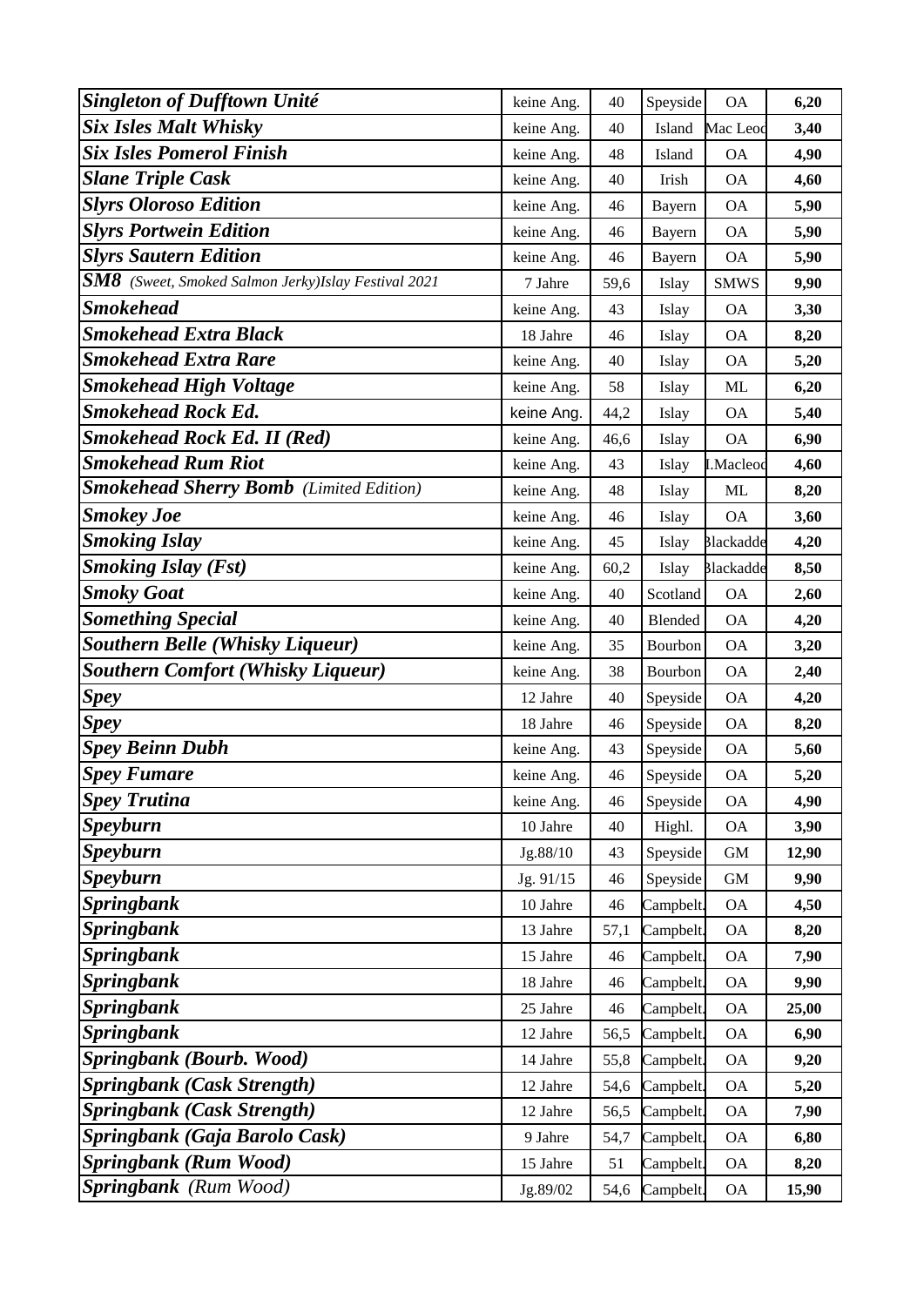| | | | | | |
|---|---|---|---|---|---|
| ***Singleton of Dufftown Unité*** | keine Ang. | 40 | Speyside | OA | **6,20** |
| ***Six Isles Malt Whisky*** | keine Ang. | 40 | Island | Mac Leod | **3,40** |
| ***Six Isles Pomerol Finish*** | keine Ang. | 48 | Island | OA | **4,90** |
| ***Slane Triple Cask*** | keine Ang. | 40 | Irish | OA | **4,60** |
| ***Slyrs Oloroso Edition*** | keine Ang. | 46 | Bayern | OA | **5,90** |
| ***Slyrs Portwein Edition*** | keine Ang. | 46 | Bayern | OA | **5,90** |
| ***Slyrs Sautern Edition*** | keine Ang. | 46 | Bayern | OA | **5,90** |
| ***SM8*** *(Sweet, Smoked Salmon Jerky)Islay Festival 2021* | 7 Jahre | 59,6 | Islay | SMWS | **9,90** |
| ***Smokehead*** | keine Ang. | 43 | Islay | OA | **3,30** |
| ***Smokehead Extra Black*** | 18 Jahre | 46 | Islay | OA | **8,20** |
| ***Smokehead Extra Rare*** | keine Ang. | 40 | Islay | OA | **5,20** |
| ***Smokehead High Voltage*** | keine Ang. | 58 | Islay | ML | **6,20** |
| ***Smokehead Rock Ed.*** | keine Ang. | 44,2 | Islay | OA | **5,40** |
| ***Smokehead Rock Ed. II (Red)*** | keine Ang. | 46,6 | Islay | OA | **6,90** |
| ***Smokehead Rum Riot*** | keine Ang. | 43 | Islay | I.Macleod | **4,60** |
| ***Smokehead Sherry Bomb*** *(Limited Edition)* | keine Ang. | 48 | Islay | ML | **8,20** |
| ***Smokey Joe*** | keine Ang. | 46 | Islay | OA | **3,60** |
| ***Smoking Islay*** | keine Ang. | 45 | Islay | Blackadder | **4,20** |
| ***Smoking Islay (Fst)*** | keine Ang. | 60,2 | Islay | Blackadder | **8,50** |
| ***Smoky Goat*** | keine Ang. | 40 | Scotland | OA | **2,60** |
| ***Something Special*** | keine Ang. | 40 | Blended | OA | **4,20** |
| ***Southern Belle (Whisky Liqueur)*** | keine Ang. | 35 | Bourbon | OA | **3,20** |
| ***Southern Comfort (Whisky Liqueur)*** | keine Ang. | 38 | Bourbon | OA | **2,40** |
| ***Spey*** | 12 Jahre | 40 | Speyside | OA | **4,20** |
| ***Spey*** | 18 Jahre | 46 | Speyside | OA | **8,20** |
| ***Spey Beinn Dubh*** | keine Ang. | 43 | Speyside | OA | **5,60** |
| ***Spey Fumare*** | keine Ang. | 46 | Speyside | OA | **5,20** |
| ***Spey Trutina*** | keine Ang. | 46 | Speyside | OA | **4,90** |
| ***Speyburn*** | 10 Jahre | 40 | Highl. | OA | **3,90** |
| ***Speyburn*** | Jg.88/10 | 43 | Speyside | GM | **12,90** |
| ***Speyburn*** | Jg. 91/15 | 46 | Speyside | GM | **9,90** |
| ***Springbank*** | 10 Jahre | 46 | Campbelt. | OA | **4,50** |
| ***Springbank*** | 13 Jahre | 57,1 | Campbelt. | OA | **8,20** |
| ***Springbank*** | 15 Jahre | 46 | Campbelt. | OA | **7,90** |
| ***Springbank*** | 18 Jahre | 46 | Campbelt. | OA | **9,90** |
| ***Springbank*** | 25 Jahre | 46 | Campbelt. | OA | **25,00** |
| ***Springbank*** | 12 Jahre | 56,5 | Campbelt. | OA | **6,90** |
| ***Springbank (Bourb. Wood)*** | 14 Jahre | 55,8 | Campbelt. | OA | **9,20** |
| ***Springbank (Cask Strength)*** | 12 Jahre | 54,6 | Campbelt. | OA | **5,20** |
| ***Springbank (Cask Strength)*** | 12 Jahre | 56,5 | Campbelt. | OA | **7,90** |
| ***Springbank (Gaja Barolo Cask)*** | 9 Jahre | 54,7 | Campbelt. | OA | **6,80** |
| ***Springbank (Rum Wood)*** | 15 Jahre | 51 | Campbelt. | OA | **8,20** |
| ***Springbank*** *(Rum Wood)* | Jg.89/02 | 54,6 | Campbelt. | OA | **15,90** |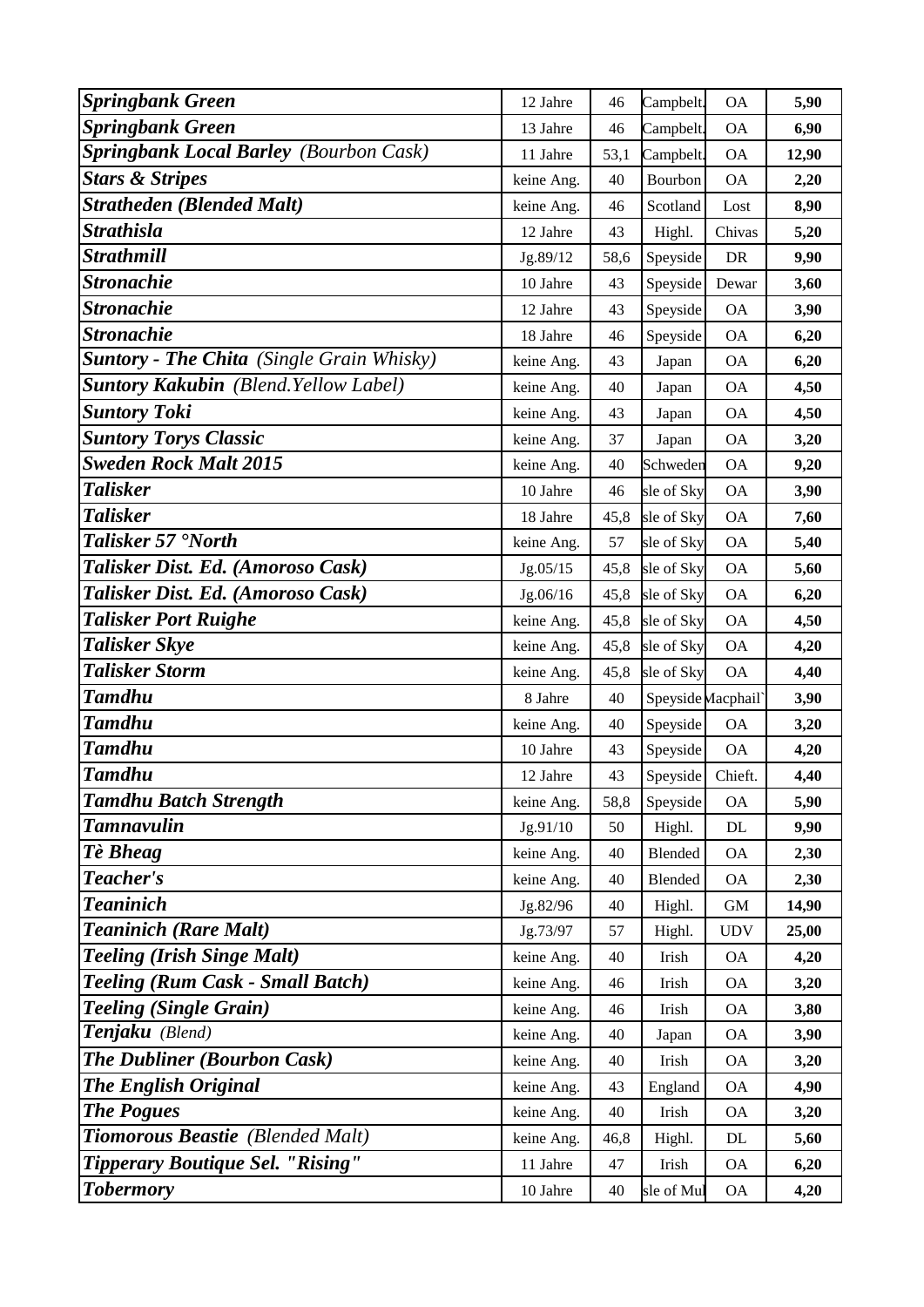| *Springbank Green* | 12 Jahre | 46 | Campbelt. | OA | 5,90 |
|---|---|---|---|---|---|
| *Springbank Green* | 13 Jahre | 46 | Campbelt. | OA | 6,90 |
| *Springbank Local Barley (Bourbon Cask)* | 11 Jahre | 53,1 | Campbelt. | OA | 12,90 |
| *Stars & Stripes* | keine Ang. | 40 | Bourbon | OA | 2,20 |
| *Stratheden (Blended Malt)* | keine Ang. | 46 | Scotland | Lost | 8,90 |
| *Strathisla* | 12 Jahre | 43 | Highl. | Chivas | 5,20 |
| *Strathmill* | Jg.89/12 | 58,6 | Speyside | DR | 9,90 |
| *Stronachie* | 10 Jahre | 43 | Speyside | Dewar | 3,60 |
| *Stronachie* | 12 Jahre | 43 | Speyside | OA | 3,90 |
| *Stronachie* | 18 Jahre | 46 | Speyside | OA | 6,20 |
| *Suntory - The Chita (Single Grain Whisky)* | keine Ang. | 43 | Japan | OA | 6,20 |
| *Suntory Kakubin (Blend.Yellow Label)* | keine Ang. | 40 | Japan | OA | 4,50 |
| *Suntory Toki* | keine Ang. | 43 | Japan | OA | 4,50 |
| *Suntory Torys Classic* | keine Ang. | 37 | Japan | OA | 3,20 |
| *Sweden Rock Malt 2015* | keine Ang. | 40 | Schweden | OA | 9,20 |
| *Talisker* | 10 Jahre | 46 | sle of Sky | OA | 3,90 |
| *Talisker* | 18 Jahre | 45,8 | sle of Sky | OA | 7,60 |
| *Talisker 57 °North* | keine Ang. | 57 | sle of Sky | OA | 5,40 |
| *Talisker Dist. Ed. (Amoroso Cask)* | Jg.05/15 | 45,8 | sle of Sky | OA | 5,60 |
| *Talisker Dist. Ed. (Amoroso Cask)* | Jg.06/16 | 45,8 | sle of Sky | OA | 6,20 |
| *Talisker Port Ruighe* | keine Ang. | 45,8 | sle of Sky | OA | 4,50 |
| *Talisker Skye* | keine Ang. | 45,8 | sle of Sky | OA | 4,20 |
| *Talisker Storm* | keine Ang. | 45,8 | sle of Sky | OA | 4,40 |
| *Tamdhu* | 8 Jahre | 40 | Speyside | Macphail` | 3,90 |
| *Tamdhu* | keine Ang. | 40 | Speyside | OA | 3,20 |
| *Tamdhu* | 10 Jahre | 43 | Speyside | OA | 4,20 |
| *Tamdhu* | 12 Jahre | 43 | Speyside | Chieft. | 4,40 |
| *Tamdhu Batch Strength* | keine Ang. | 58,8 | Speyside | OA | 5,90 |
| *Tamnavulin* | Jg.91/10 | 50 | Highl. | DL | 9,90 |
| *Tè Bheag* | keine Ang. | 40 | Blended | OA | 2,30 |
| *Teacher's* | keine Ang. | 40 | Blended | OA | 2,30 |
| *Teaninich* | Jg.82/96 | 40 | Highl. | GM | 14,90 |
| *Teaninich (Rare Malt)* | Jg.73/97 | 57 | Highl. | UDV | 25,00 |
| *Teeling (Irish Singe Malt)* | keine Ang. | 40 | Irish | OA | 4,20 |
| *Teeling (Rum Cask - Small Batch)* | keine Ang. | 46 | Irish | OA | 3,20 |
| *Teeling (Single Grain)* | keine Ang. | 46 | Irish | OA | 3,80 |
| *Tenjaku (Blend)* | keine Ang. | 40 | Japan | OA | 3,90 |
| *The Dubliner (Bourbon Cask)* | keine Ang. | 40 | Irish | OA | 3,20 |
| *The English Original* | keine Ang. | 43 | England | OA | 4,90 |
| *The Pogues* | keine Ang. | 40 | Irish | OA | 3,20 |
| *Tiomorous Beastie (Blended Malt)* | keine Ang. | 46,8 | Highl. | DL | 5,60 |
| *Tipperary Boutique Sel. "Rising"* | 11 Jahre | 47 | Irish | OA | 6,20 |
| *Tobermory* | 10 Jahre | 40 | sle of Mul | OA | 4,20 |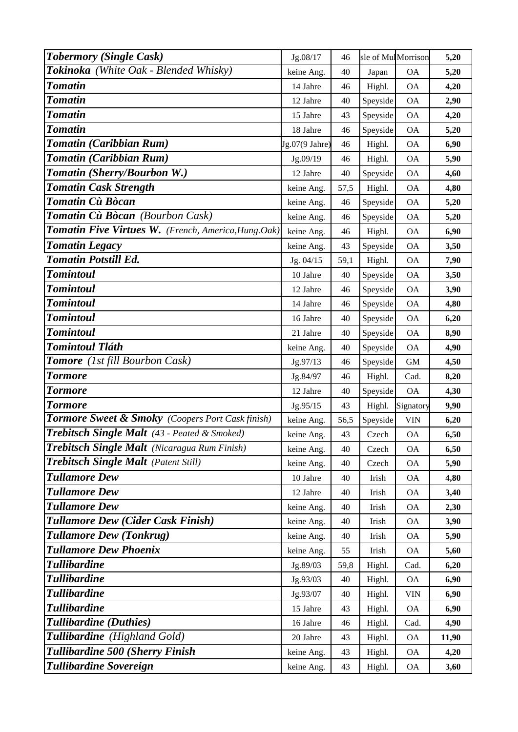| | | | | | |
|---|---|---|---|---|---|
| ***Tobermory*** *(Single Cask)* | Jg.08/17 | 46 | sle of Mul | Morrison | **5,20** |
| ***Tokinoka*** *(White Oak - Blended Whisky)* | keine Ang. | 40 | Japan | OA | **5,20** |
| ***Tomatin*** | 14 Jahre | 46 | Highl. | OA | **4,20** |
| ***Tomatin*** | 12 Jahre | 40 | Speyside | OA | **2,90** |
| ***Tomatin*** | 15 Jahre | 43 | Speyside | OA | **4,20** |
| ***Tomatin*** | 18 Jahre | 46 | Speyside | OA | **5,20** |
| ***Tomatin (Caribbian Rum)*** | Jg.07(9 Jahre) | 46 | Highl. | OA | **6,90** |
| ***Tomatin (Caribbian Rum)*** | Jg.09/19 | 46 | Highl. | OA | **5,90** |
| ***Tomatin (Sherry/Bourbon W.)*** | 12 Jahre | 40 | Speyside | OA | **4,60** |
| ***Tomatin Cask Strength*** | keine Ang. | 57,5 | Highl. | OA | **4,80** |
| ***Tomatin Cù Bòcan*** | keine Ang. | 46 | Speyside | OA | **5,20** |
| ***Tomatin Cù Bòcan*** *(Bourbon Cask)* | keine Ang. | 46 | Speyside | OA | **5,20** |
| ***Tomatin Five Virtues W.*** *(French, America,Hung.Oak)* | keine Ang. | 46 | Highl. | OA | **6,90** |
| ***Tomatin Legacy*** | keine Ang. | 43 | Speyside | OA | **3,50** |
| ***Tomatin Potstill Ed.*** | Jg. 04/15 | 59,1 | Highl. | OA | **7,90** |
| ***Tomintoul*** | 10 Jahre | 40 | Speyside | OA | **3,50** |
| ***Tomintoul*** | 12 Jahre | 46 | Speyside | OA | **3,90** |
| ***Tomintoul*** | 14 Jahre | 46 | Speyside | OA | **4,80** |
| ***Tomintoul*** | 16 Jahre | 40 | Speyside | OA | **6,20** |
| ***Tomintoul*** | 21 Jahre | 40 | Speyside | OA | **8,90** |
| ***Tomintoul Tláth*** | keine Ang. | 40 | Speyside | OA | **4,90** |
| ***Tomore*** *(1st fill Bourbon Cask)* | Jg.97/13 | 46 | Speyside | GM | **4,50** |
| ***Tormore*** | Jg.84/97 | 46 | Highl. | Cad. | **8,20** |
| ***Tormore*** | 12 Jahre | 40 | Speyside | OA | **4,30** |
| ***Tormore*** | Jg.95/15 | 43 | Highl. | Signatory | **9,90** |
| ***Tormore Sweet & Smoky*** *(Coopers Port Cask finish)* | keine Ang. | 56,5 | Speyside | VIN | **6,20** |
| ***Trebitsch Single Malt*** *(43 - Peated & Smoked)* | keine Ang. | 43 | Czech | OA | **6,50** |
| ***Trebitsch Single Malt*** *(Nicaragua Rum Finish)* | keine Ang. | 40 | Czech | OA | **6,50** |
| ***Trebitsch Single Malt*** *(Patent Still)* | keine Ang. | 40 | Czech | OA | **5,90** |
| ***Tullamore Dew*** | 10 Jahre | 40 | Irish | OA | **4,80** |
| ***Tullamore Dew*** | 12 Jahre | 40 | Irish | OA | **3,40** |
| ***Tullamore Dew*** | keine Ang. | 40 | Irish | OA | **2,30** |
| ***Tullamore Dew (Cider Cask Finish)*** | keine Ang. | 40 | Irish | OA | **3,90** |
| ***Tullamore Dew (Tonkrug)*** | keine Ang. | 40 | Irish | OA | **5,90** |
| ***Tullamore Dew Phoenix*** | keine Ang. | 55 | Irish | OA | **5,60** |
| ***Tullibardine*** | Jg.89/03 | 59,8 | Highl. | Cad. | **6,20** |
| ***Tullibardine*** | Jg.93/03 | 40 | Highl. | OA | **6,90** |
| ***Tullibardine*** | Jg.93/07 | 40 | Highl. | VIN | **6,90** |
| ***Tullibardine*** | 15 Jahre | 43 | Highl. | OA | **6,90** |
| ***Tullibardine (Duthies)*** | 16 Jahre | 46 | Highl. | Cad. | **4,90** |
| ***Tullibardine*** *(Highland Gold)* | 20 Jahre | 43 | Highl. | OA | **11,90** |
| ***Tullibardine 500 (Sherry Finish*** | keine Ang. | 43 | Highl. | OA | **4,20** |
| ***Tullibardine Sovereign*** | keine Ang. | 43 | Highl. | OA | **3,60** |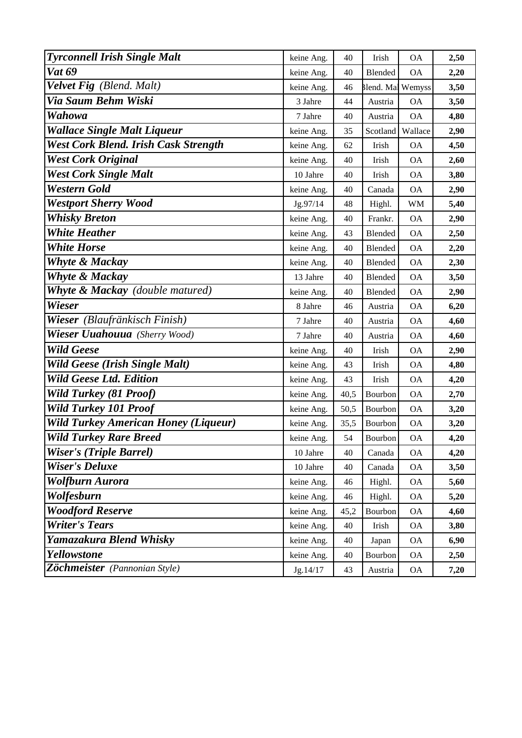| | | | | | |
|---|---|---|---|---|---|
| ***Tyrconnell Irish Single Malt*** | keine Ang. | 40 | Irish | OA | **2,50** |
| ***Vat 69*** | keine Ang. | 40 | Blended | OA | **2,20** |
| ***Velvet Fig*** *(Blend. Malt)* | keine Ang. | 46 | Blend. Mal | Wemyss | **3,50** |
| ***Via Saum Behm Wiski*** | 3 Jahre | 44 | Austria | OA | **3,50** |
| ***Wahowa*** | 7 Jahre | 40 | Austria | OA | **4,80** |
| ***Wallace Single Malt Liqueur*** | keine Ang. | 35 | Scotland | Wallace | **2,90** |
| ***West Cork Blend. Irish Cask Strength*** | keine Ang. | 62 | Irish | OA | **4,50** |
| ***West Cork Original*** | keine Ang. | 40 | Irish | OA | **2,60** |
| ***West Cork Single Malt*** | 10 Jahre | 40 | Irish | OA | **3,80** |
| ***Western Gold*** | keine Ang. | 40 | Canada | OA | **2,90** |
| ***Westport Sherry Wood*** | Jg.97/14 | 48 | Highl. | WM | **5,40** |
| ***Whisky Breton*** | keine Ang. | 40 | Frankr. | OA | **2,90** |
| ***White Heather*** | keine Ang. | 43 | Blended | OA | **2,50** |
| ***White Horse*** | keine Ang. | 40 | Blended | OA | **2,20** |
| ***Whyte & Mackay*** | keine Ang. | 40 | Blended | OA | **2,30** |
| ***Whyte & Mackay*** | 13 Jahre | 40 | Blended | OA | **3,50** |
| ***Whyte & Mackay*** *(double matured)* | keine Ang. | 40 | Blended | OA | **2,90** |
| ***Wieser*** | 8 Jahre | 46 | Austria | OA | **6,20** |
| ***Wieser*** *(Blaufränkisch Finish)* | 7 Jahre | 40 | Austria | OA | **4,60** |
| ***Wieser Uuahouua*** *(Sherry Wood)* | 7 Jahre | 40 | Austria | OA | **4,60** |
| ***Wild Geese*** | keine Ang. | 40 | Irish | OA | **2,90** |
| ***Wild Geese (Irish Single Malt)*** | keine Ang. | 43 | Irish | OA | **4,80** |
| ***Wild Geese Ltd. Edition*** | keine Ang. | 43 | Irish | OA | **4,20** |
| ***Wild Turkey (81 Proof)*** | keine Ang. | 40,5 | Bourbon | OA | **2,70** |
| ***Wild Turkey 101 Proof*** | keine Ang. | 50,5 | Bourbon | OA | **3,20** |
| ***Wild Turkey American Honey (Liqueur)*** | keine Ang. | 35,5 | Bourbon | OA | **3,20** |
| ***Wild Turkey Rare Breed*** | keine Ang. | 54 | Bourbon | OA | **4,20** |
| ***Wiser's (Triple Barrel)*** | 10 Jahre | 40 | Canada | OA | **4,20** |
| ***Wiser's Deluxe*** | 10 Jahre | 40 | Canada | OA | **3,50** |
| ***Wolfburn Aurora*** | keine Ang. | 46 | Highl. | OA | **5,60** |
| ***Wolfesburn*** | keine Ang. | 46 | Highl. | OA | **5,20** |
| ***Woodford Reserve*** | keine Ang. | 45,2 | Bourbon | OA | **4,60** |
| ***Writer's Tears*** | keine Ang. | 40 | Irish | OA | **3,80** |
| ***Yamazakura Blend Whisky*** | keine Ang. | 40 | Japan | OA | **6,90** |
| ***Yellowstone*** | keine Ang. | 40 | Bourbon | OA | **2,50** |
| ***Zöchmeister*** *(Pannonian Style)* | Jg.14/17 | 43 | Austria | OA | **7,20** |